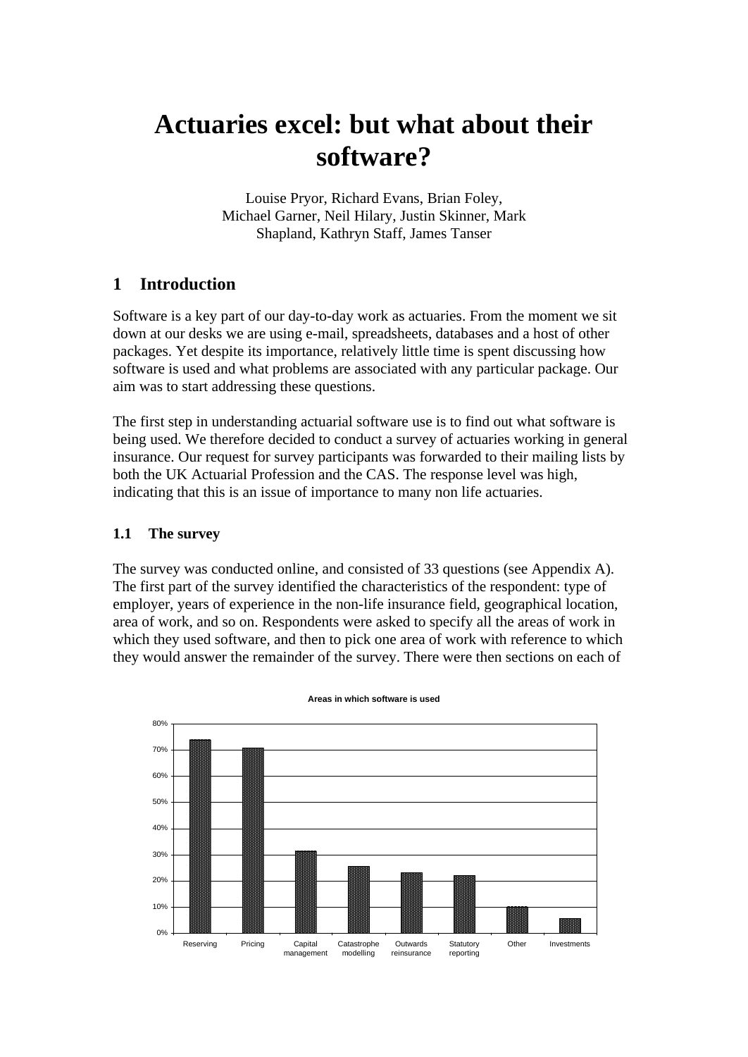# Actuaries excel: but what about their software?

Louise Pryor, Richard Evans, Brian Foley, Michael Garner, Neil Hilary, Justin Skinner, Mark Shapland, Kathryn Staff, James Tanser

## 1 Introduction

Software is a key part of our day-to-day work as actuaries. From the moment we sit down at our desks we are using e-mail, spreadsheets, databases and a host of other packages. Yet despite its importance, relatively little time is spent discussing how software is used and what problems are associated with any particular package. Our aim was to start addressing these questions.

The first step in understanding actuarial software use is to find out what software is being used. We therefore decided to conduct a survey of actuaries working in general insurance. Our request for survey participants was forwarded to their mailing lists by both the UK Actuarial Profession and the CAS. The response level was high, indicating that this is an issue of importance to many non life actuaries.

### 1.1 The survey

The survey was conducted online, and consisted of 33 questions (see Appendix A). The first part of the survey identified the characteristics of the respondent: type of employer, years of experience in the non-life insurance field, geographical location, area of work, and so on. Respondents were asked to specify all the areas of work in which they used software, and then to pick one area of work with reference to which they would answer the remainder of the survey. There were then sections on each of

**Areas in which software is used**

| Area | Approximate % |
|---|---|
| Reserving | 74% |
| Pricing | 71% |
| Capital management | 31% |
| Catastrophe modelling | 26% |
| Outwards reinsurance | 23% |
| Statutory reporting | 22% |
| Other | 10% |
| Investments | 6% |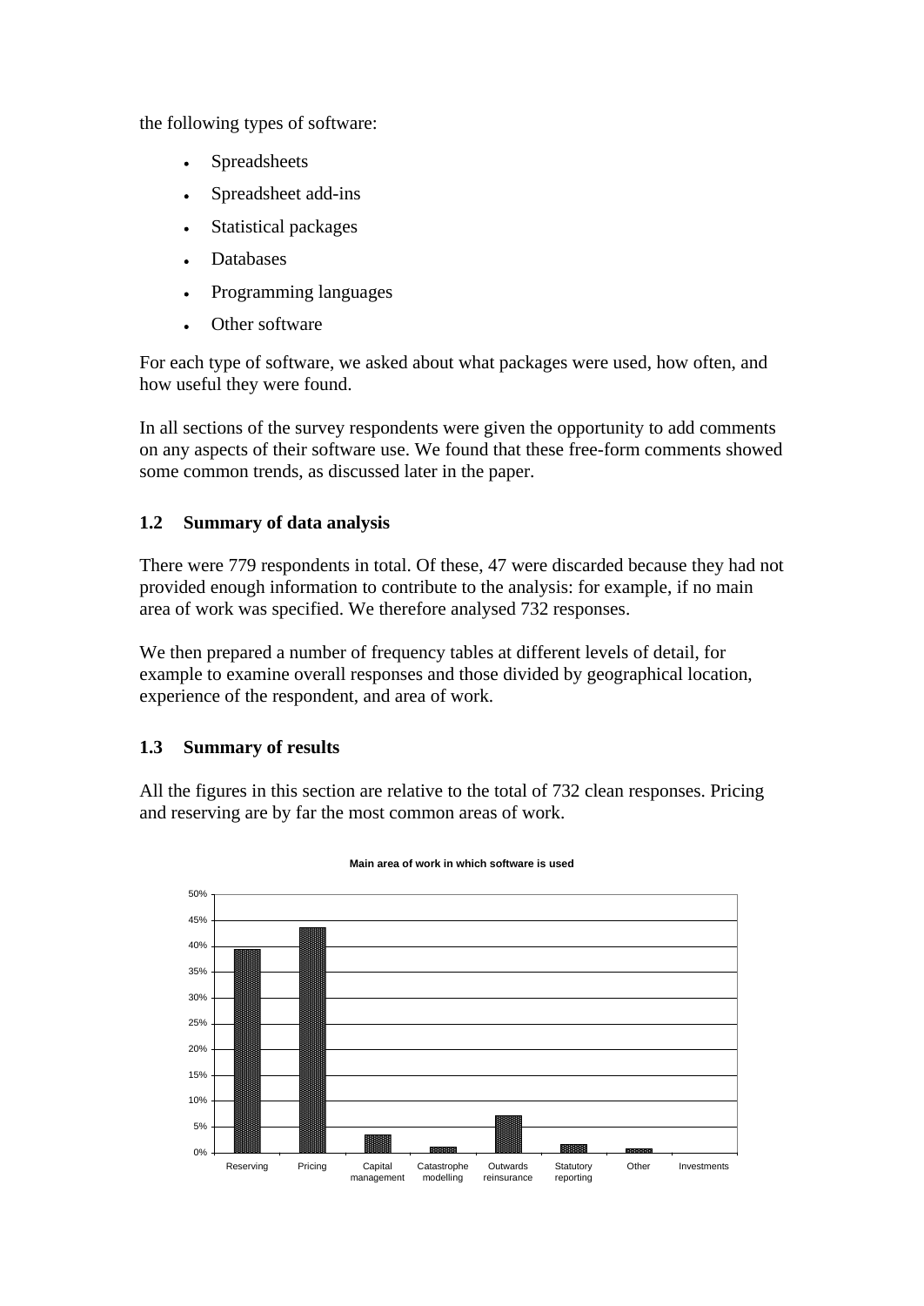the following types of software:

- Spreadsheets
- Spreadsheet add-ins
- Statistical packages
- Databases
- Programming languages
- Other software

For each type of software, we asked about what packages were used, how often, and how useful they were found.

In all sections of the survey respondents were given the opportunity to add comments on any aspects of their software use. We found that these free-form comments showed some common trends, as discussed later in the paper.

### 1.2 Summary of data analysis

There were 779 respondents in total. Of these, 47 were discarded because they had not provided enough information to contribute to the analysis: for example, if no main area of work was specified. We therefore analysed 732 responses.

We then prepared a number of frequency tables at different levels of detail, for example to examine overall responses and those divided by geographical location, experience of the respondent, and area of work.

### 1.3 Summary of results

All the figures in this section are relative to the total of 732 clean responses. Pricing and reserving are by far the most common areas of work.

**Main area of work in which software is used**

50%
45%
40%
35%
30%
25%
20%
15%
10%
5%
0%

Reserving | Pricing | Capital management | Catastrophe modelling | Outwards reinsurance | Statutory reporting | Other | Investments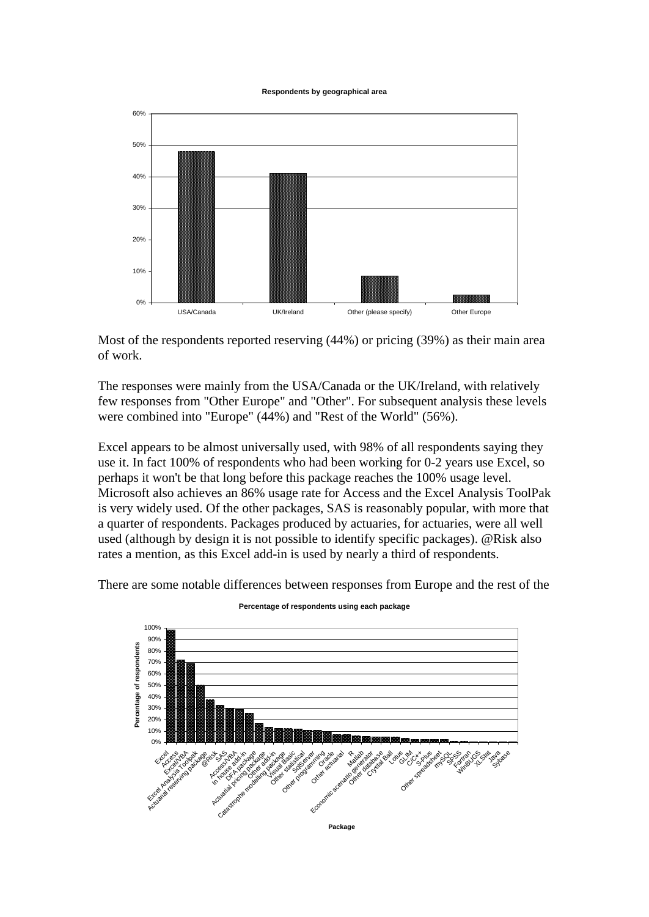**Respondents by geographical area**

Most of the respondents reported reserving (44%) or pricing (39%) as their main area of work.

The responses were mainly from the USA/Canada or the UK/Ireland, with relatively few responses from "Other Europe" and "Other". For subsequent analysis these levels were combined into "Europe" (44%) and "Rest of the World" (56%).

Excel appears to be almost universally used, with 98% of all respondents saying they use it. In fact 100% of respondents who had been working for 0-2 years use Excel, so perhaps it won't be that long before this package reaches the 100% usage level. Microsoft also achieves an 86% usage rate for Access and the Excel Analysis ToolPak is very widely used. Of the other packages, SAS is reasonably popular, with more that a quarter of respondents. Packages produced by actuaries, for actuaries, were all well used (although by design it is not possible to identify specific packages). @Risk also rates a mention, as this Excel add-in is used by nearly a third of respondents.

There are some notable differences between responses from Europe and the rest of the

**Percentage of respondents using each package**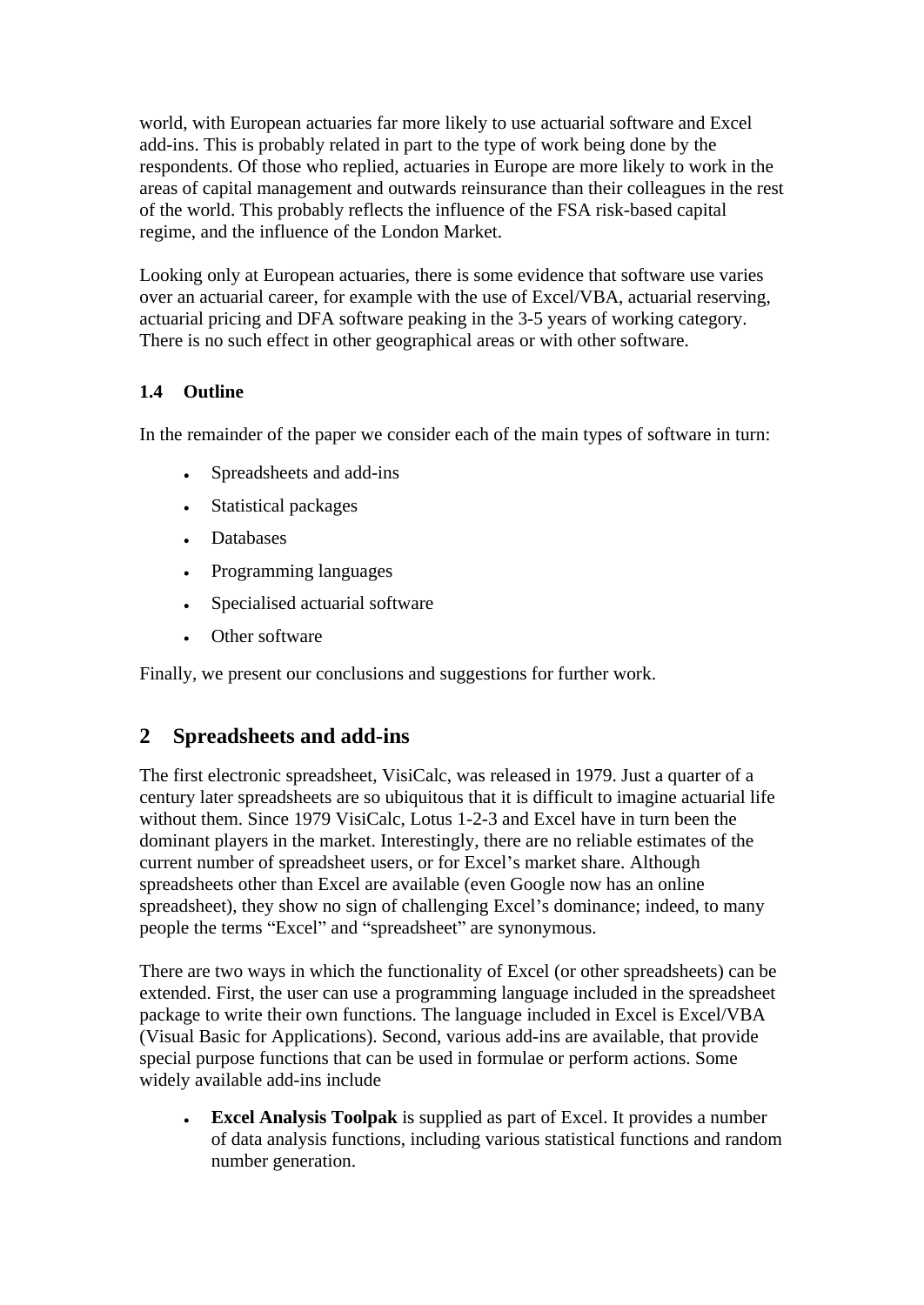world, with European actuaries far more likely to use actuarial software and Excel add-ins. This is probably related in part to the type of work being done by the respondents. Of those who replied, actuaries in Europe are more likely to work in the areas of capital management and outwards reinsurance than their colleagues in the rest of the world. This probably reflects the influence of the FSA risk-based capital regime, and the influence of the London Market.

Looking only at European actuaries, there is some evidence that software use varies over an actuarial career, for example with the use of Excel/VBA, actuarial reserving, actuarial pricing and DFA software peaking in the 3-5 years of working category. There is no such effect in other geographical areas or with other software.

### 1.4 Outline

In the remainder of the paper we consider each of the main types of software in turn:

- Spreadsheets and add-ins
- Statistical packages
- Databases
- Programming languages
- Specialised actuarial software
- Other software

Finally, we present our conclusions and suggestions for further work.

## 2 Spreadsheets and add-ins

The first electronic spreadsheet, VisiCalc, was released in 1979. Just a quarter of a century later spreadsheets are so ubiquitous that it is difficult to imagine actuarial life without them. Since 1979 VisiCalc, Lotus 1-2-3 and Excel have in turn been the dominant players in the market. Interestingly, there are no reliable estimates of the current number of spreadsheet users, or for Excel's market share. Although spreadsheets other than Excel are available (even Google now has an online spreadsheet), they show no sign of challenging Excel's dominance; indeed, to many people the terms "Excel" and "spreadsheet" are synonymous.

There are two ways in which the functionality of Excel (or other spreadsheets) can be extended. First, the user can use a programming language included in the spreadsheet package to write their own functions. The language included in Excel is Excel/VBA (Visual Basic for Applications). Second, various add-ins are available, that provide special purpose functions that can be used in formulae or perform actions. Some widely available add-ins include

- **Excel Analysis Toolpak** is supplied as part of Excel. It provides a number of data analysis functions, including various statistical functions and random number generation.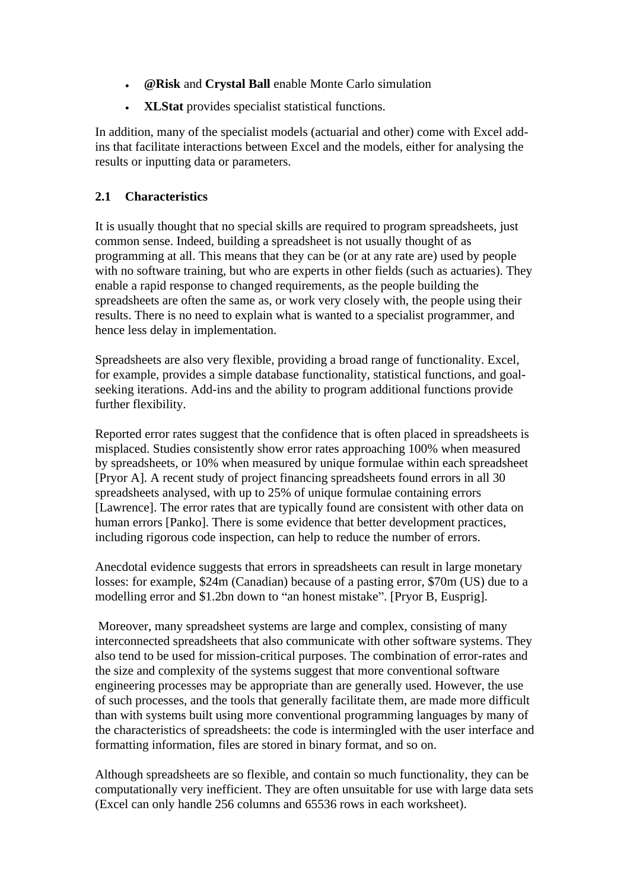- **@Risk** and **Crystal Ball** enable Monte Carlo simulation
- **XLStat** provides specialist statistical functions.

In addition, many of the specialist models (actuarial and other) come with Excel add-ins that facilitate interactions between Excel and the models, either for analysing the results or inputting data or parameters.

### 2.1 Characteristics

It is usually thought that no special skills are required to program spreadsheets, just common sense. Indeed, building a spreadsheet is not usually thought of as programming at all. This means that they can be (or at any rate are) used by people with no software training, but who are experts in other fields (such as actuaries). They enable a rapid response to changed requirements, as the people building the spreadsheets are often the same as, or work very closely with, the people using their results. There is no need to explain what is wanted to a specialist programmer, and hence less delay in implementation.

Spreadsheets are also very flexible, providing a broad range of functionality. Excel, for example, provides a simple database functionality, statistical functions, and goal-seeking iterations. Add-ins and the ability to program additional functions provide further flexibility.

Reported error rates suggest that the confidence that is often placed in spreadsheets is misplaced. Studies consistently show error rates approaching 100% when measured by spreadsheets, or 10% when measured by unique formulae within each spreadsheet [Pryor A]. A recent study of project financing spreadsheets found errors in all 30 spreadsheets analysed, with up to 25% of unique formulae containing errors [Lawrence]. The error rates that are typically found are consistent with other data on human errors [Panko]. There is some evidence that better development practices, including rigorous code inspection, can help to reduce the number of errors.

Anecdotal evidence suggests that errors in spreadsheets can result in large monetary losses: for example, $24m (Canadian) because of a pasting error, $70m (US) due to a modelling error and $1.2bn down to "an honest mistake". [Pryor B, Eusprig].

Moreover, many spreadsheet systems are large and complex, consisting of many interconnected spreadsheets that also communicate with other software systems. They also tend to be used for mission-critical purposes. The combination of error-rates and the size and complexity of the systems suggest that more conventional software engineering processes may be appropriate than are generally used. However, the use of such processes, and the tools that generally facilitate them, are made more difficult than with systems built using more conventional programming languages by many of the characteristics of spreadsheets: the code is intermingled with the user interface and formatting information, files are stored in binary format, and so on.

Although spreadsheets are so flexible, and contain so much functionality, they can be computationally very inefficient. They are often unsuitable for use with large data sets (Excel can only handle 256 columns and 65536 rows in each worksheet).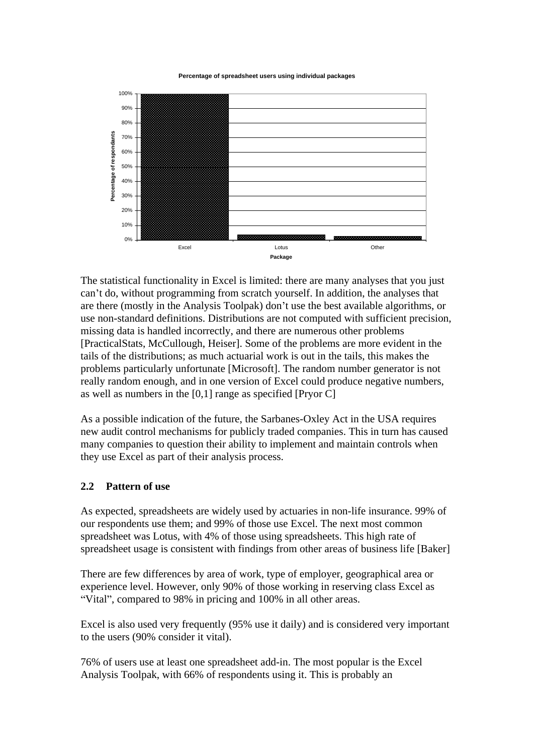**Percentage of spreadsheet users using individual packages**

| Package | Percentage of respondants |
| --- | --- |
| Excel | 99% |
| Lotus | 4% |
| Other | 3% |

The statistical functionality in Excel is limited: there are many analyses that you just can't do, without programming from scratch yourself. In addition, the analyses that are there (mostly in the Analysis Toolpak) don't use the best available algorithms, or use non-standard definitions. Distributions are not computed with sufficient precision, missing data is handled incorrectly, and there are numerous other problems [PracticalStats, McCullough, Heiser]. Some of the problems are more evident in the tails of the distributions; as much actuarial work is out in the tails, this makes the problems particularly unfortunate [Microsoft]. The random number generator is not really random enough, and in one version of Excel could produce negative numbers, as well as numbers in the [0,1] range as specified [Pryor C]

As a possible indication of the future, the Sarbanes-Oxley Act in the USA requires new audit control mechanisms for publicly traded companies. This in turn has caused many companies to question their ability to implement and maintain controls when they use Excel as part of their analysis process.

### 2.2 Pattern of use

As expected, spreadsheets are widely used by actuaries in non-life insurance. 99% of our respondents use them; and 99% of those use Excel. The next most common spreadsheet was Lotus, with 4% of those using spreadsheets. This high rate of spreadsheet usage is consistent with findings from other areas of business life [Baker]

There are few differences by area of work, type of employer, geographical area or experience level. However, only 90% of those working in reserving class Excel as "Vital", compared to 98% in pricing and 100% in all other areas.

Excel is also used very frequently (95% use it daily) and is considered very important to the users (90% consider it vital).

76% of users use at least one spreadsheet add-in. The most popular is the Excel Analysis Toolpak, with 66% of respondents using it. This is probably an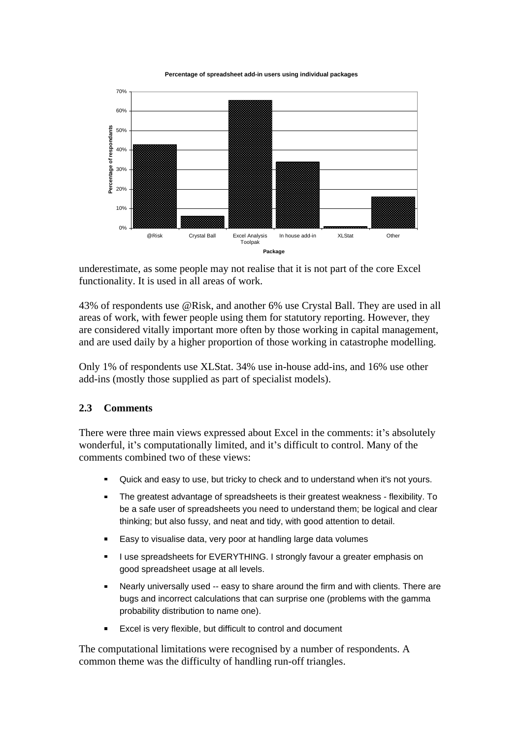underestimate, as some people may not realise that it is not part of the core Excel functionality. It is used in all areas of work.

43% of respondents use @Risk, and another 6% use Crystal Ball. They are used in all areas of work, with fewer people using them for statutory reporting. However, they are considered vitally important more often by those working in capital management, and are used daily by a higher proportion of those working in catastrophe modelling.

Only 1% of respondents use XLStat. 34% use in-house add-ins, and 16% use other add-ins (mostly those supplied as part of specialist models).

## 2.3 Comments

There were three main views expressed about Excel in the comments: it's absolutely wonderful, it's computationally limited, and it's difficult to control. Many of the comments combined two of these views:

- Quick and easy to use, but tricky to check and to understand when it's not yours.
- The greatest advantage of spreadsheets is their greatest weakness - flexibility. To be a safe user of spreadsheets you need to understand them; be logical and clear thinking; but also fussy, and neat and tidy, with good attention to detail.
- Easy to visualise data, very poor at handling large data volumes
- I use spreadsheets for EVERYTHING. I strongly favour a greater emphasis on good spreadsheet usage at all levels.
- Nearly universally used -- easy to share around the firm and with clients. There are bugs and incorrect calculations that can surprise one (problems with the gamma probability distribution to name one).
- Excel is very flexible, but difficult to control and document

The computational limitations were recognised by a number of respondents. A common theme was the difficulty of handling run-off triangles.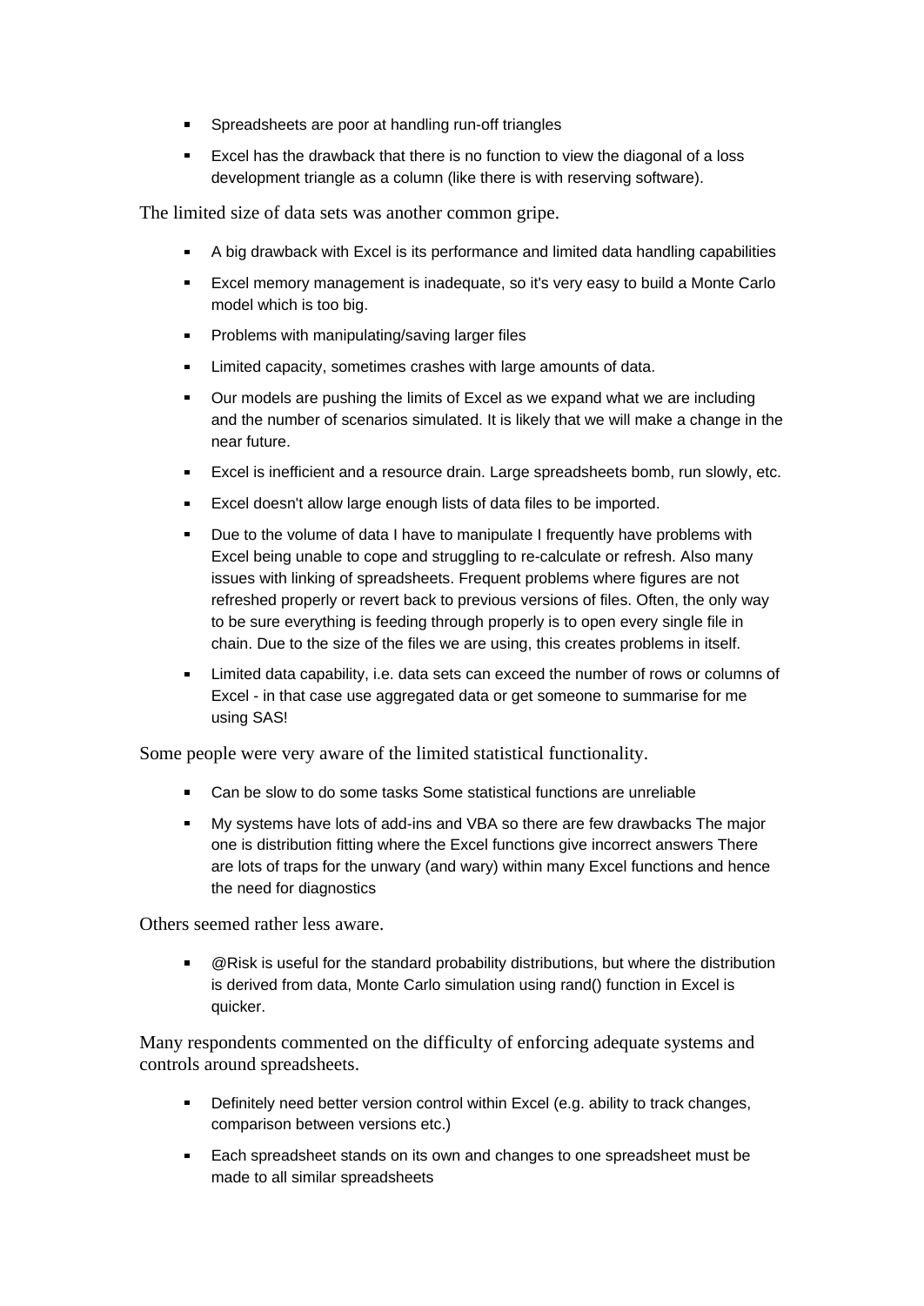- Spreadsheets are poor at handling run-off triangles
- Excel has the drawback that there is no function to view the diagonal of a loss development triangle as a column (like there is with reserving software).

The limited size of data sets was another common gripe.

- A big drawback with Excel is its performance and limited data handling capabilities
- Excel memory management is inadequate, so it's very easy to build a Monte Carlo model which is too big.
- Problems with manipulating/saving larger files
- Limited capacity, sometimes crashes with large amounts of data.
- Our models are pushing the limits of Excel as we expand what we are including and the number of scenarios simulated. It is likely that we will make a change in the near future.
- Excel is inefficient and a resource drain. Large spreadsheets bomb, run slowly, etc.
- Excel doesn't allow large enough lists of data files to be imported.
- Due to the volume of data I have to manipulate I frequently have problems with Excel being unable to cope and struggling to re-calculate or refresh. Also many issues with linking of spreadsheets. Frequent problems where figures are not refreshed properly or revert back to previous versions of files. Often, the only way to be sure everything is feeding through properly is to open every single file in chain. Due to the size of the files we are using, this creates problems in itself.
- Limited data capability, i.e. data sets can exceed the number of rows or columns of Excel - in that case use aggregated data or get someone to summarise for me using SAS!

Some people were very aware of the limited statistical functionality.

- Can be slow to do some tasks Some statistical functions are unreliable
- My systems have lots of add-ins and VBA so there are few drawbacks The major one is distribution fitting where the Excel functions give incorrect answers There are lots of traps for the unwary (and wary) within many Excel functions and hence the need for diagnostics

Others seemed rather less aware.

- @Risk is useful for the standard probability distributions, but where the distribution is derived from data, Monte Carlo simulation using rand() function in Excel is quicker.

Many respondents commented on the difficulty of enforcing adequate systems and controls around spreadsheets.

- Definitely need better version control within Excel (e.g. ability to track changes, comparison between versions etc.)
- Each spreadsheet stands on its own and changes to one spreadsheet must be made to all similar spreadsheets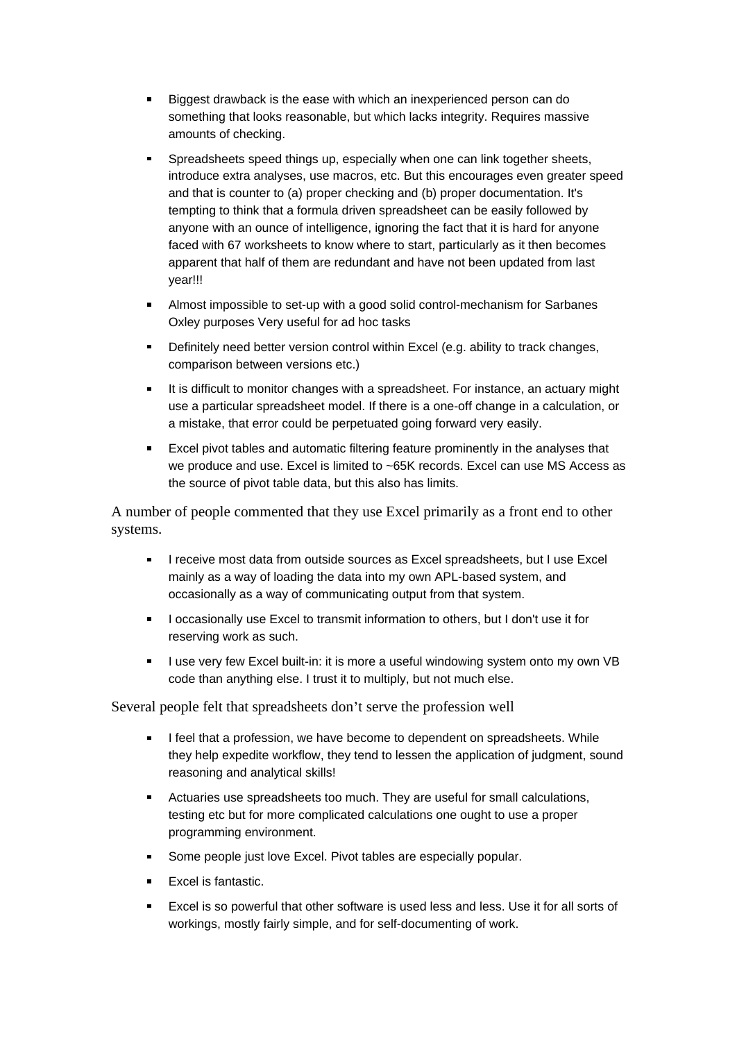- Biggest drawback is the ease with which an inexperienced person can do something that looks reasonable, but which lacks integrity. Requires massive amounts of checking.

- Spreadsheets speed things up, especially when one can link together sheets, introduce extra analyses, use macros, etc. But this encourages even greater speed and that is counter to (a) proper checking and (b) proper documentation. It's tempting to think that a formula driven spreadsheet can be easily followed by anyone with an ounce of intelligence, ignoring the fact that it is hard for anyone faced with 67 worksheets to know where to start, particularly as it then becomes apparent that half of them are redundant and have not been updated from last year!!!

- Almost impossible to set-up with a good solid control-mechanism for Sarbanes Oxley purposes Very useful for ad hoc tasks

- Definitely need better version control within Excel (e.g. ability to track changes, comparison between versions etc.)

- It is difficult to monitor changes with a spreadsheet. For instance, an actuary might use a particular spreadsheet model. If there is a one-off change in a calculation, or a mistake, that error could be perpetuated going forward very easily.

- Excel pivot tables and automatic filtering feature prominently in the analyses that we produce and use. Excel is limited to ~65K records. Excel can use MS Access as the source of pivot table data, but this also has limits.

A number of people commented that they use Excel primarily as a front end to other systems.

- I receive most data from outside sources as Excel spreadsheets, but I use Excel mainly as a way of loading the data into my own APL-based system, and occasionally as a way of communicating output from that system.

- I occasionally use Excel to transmit information to others, but I don't use it for reserving work as such.

- I use very few Excel built-in: it is more a useful windowing system onto my own VB code than anything else. I trust it to multiply, but not much else.

Several people felt that spreadsheets don't serve the profession well

- I feel that a profession, we have become to dependent on spreadsheets. While they help expedite workflow, they tend to lessen the application of judgment, sound reasoning and analytical skills!

- Actuaries use spreadsheets too much. They are useful for small calculations, testing etc but for more complicated calculations one ought to use a proper programming environment.

- Some people just love Excel. Pivot tables are especially popular.

- Excel is fantastic.

- Excel is so powerful that other software is used less and less. Use it for all sorts of workings, mostly fairly simple, and for self-documenting of work.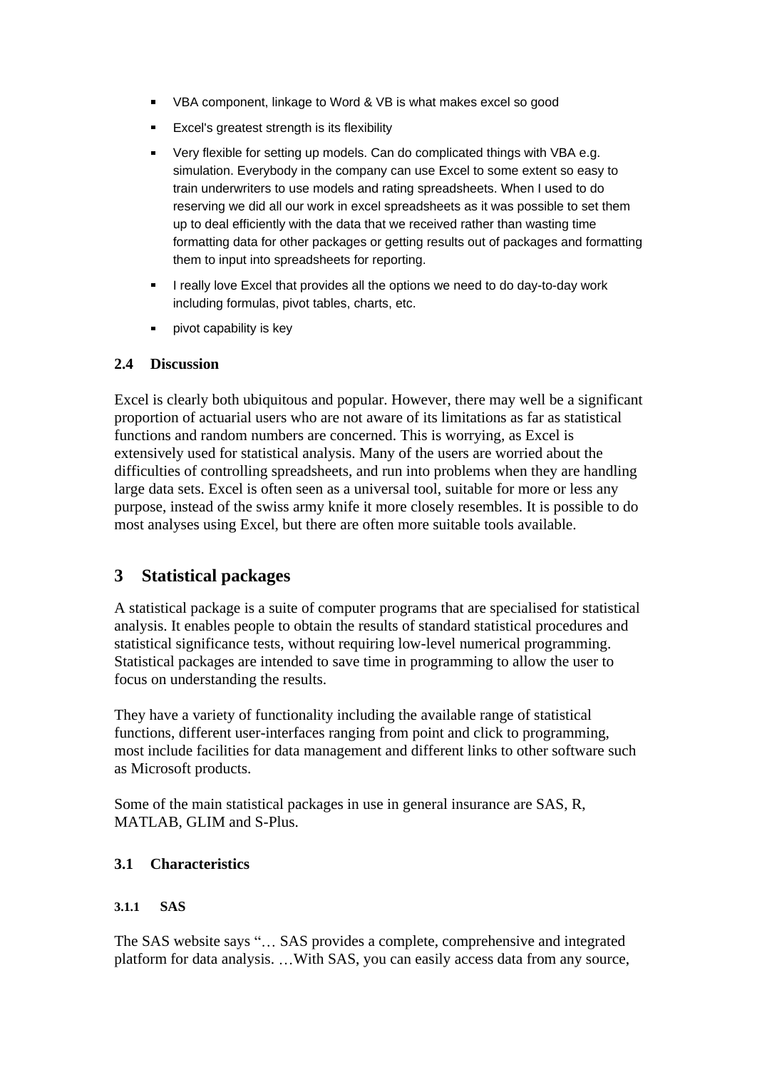- VBA component, linkage to Word & VB is what makes excel so good
- Excel's greatest strength is its flexibility
- Very flexible for setting up models. Can do complicated things with VBA e.g. simulation. Everybody in the company can use Excel to some extent so easy to train underwriters to use models and rating spreadsheets. When I used to do reserving we did all our work in excel spreadsheets as it was possible to set them up to deal efficiently with the data that we received rather than wasting time formatting data for other packages or getting results out of packages and formatting them to input into spreadsheets for reporting.
- I really love Excel that provides all the options we need to do day-to-day work including formulas, pivot tables, charts, etc.
- pivot capability is key

### 2.4 Discussion

Excel is clearly both ubiquitous and popular. However, there may well be a significant proportion of actuarial users who are not aware of its limitations as far as statistical functions and random numbers are concerned. This is worrying, as Excel is extensively used for statistical analysis. Many of the users are worried about the difficulties of controlling spreadsheets, and run into problems when they are handling large data sets. Excel is often seen as a universal tool, suitable for more or less any purpose, instead of the swiss army knife it more closely resembles. It is possible to do most analyses using Excel, but there are often more suitable tools available.

## 3 Statistical packages

A statistical package is a suite of computer programs that are specialised for statistical analysis. It enables people to obtain the results of standard statistical procedures and statistical significance tests, without requiring low-level numerical programming. Statistical packages are intended to save time in programming to allow the user to focus on understanding the results.

They have a variety of functionality including the available range of statistical functions, different user-interfaces ranging from point and click to programming, most include facilities for data management and different links to other software such as Microsoft products.

Some of the main statistical packages in use in general insurance are SAS, R, MATLAB, GLIM and S-Plus.

### 3.1 Characteristics

#### 3.1.1 SAS

The SAS website says "… SAS provides a complete, comprehensive and integrated platform for data analysis. …With SAS, you can easily access data from any source,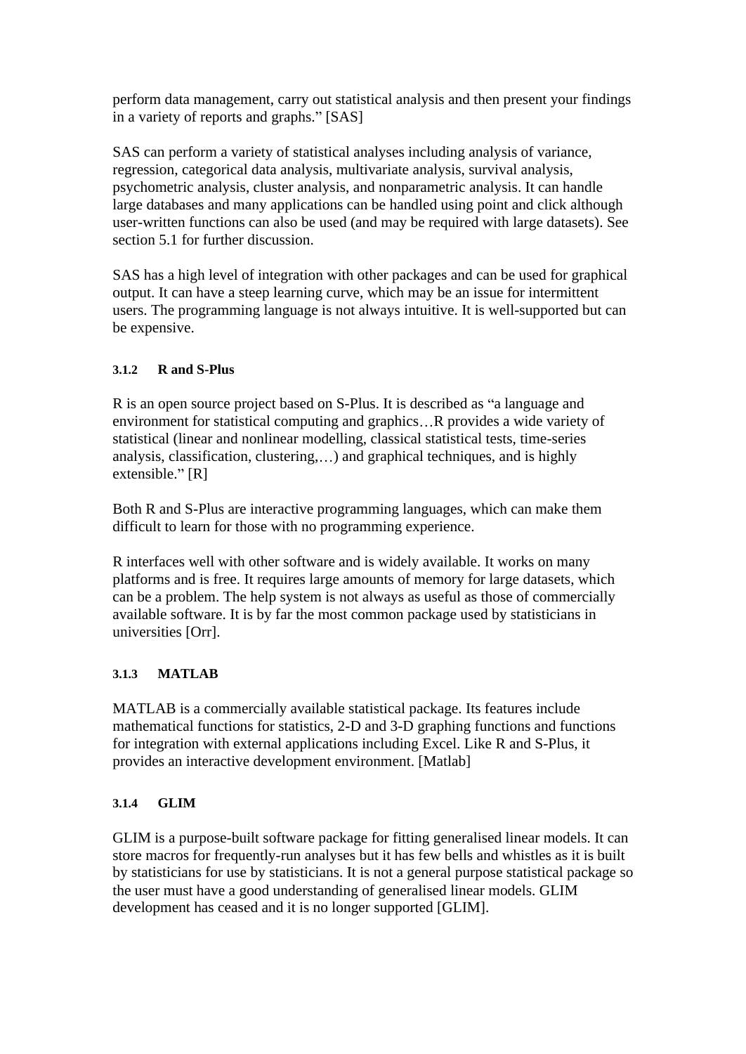perform data management, carry out statistical analysis and then present your findings in a variety of reports and graphs." [SAS]

SAS can perform a variety of statistical analyses including analysis of variance, regression, categorical data analysis, multivariate analysis, survival analysis, psychometric analysis, cluster analysis, and nonparametric analysis. It can handle large databases and many applications can be handled using point and click although user-written functions can also be used (and may be required with large datasets). See section 5.1 for further discussion.

SAS has a high level of integration with other packages and can be used for graphical output. It can have a steep learning curve, which may be an issue for intermittent users. The programming language is not always intuitive. It is well-supported but can be expensive.

#### 3.1.2 R and S-Plus

R is an open source project based on S-Plus. It is described as "a language and environment for statistical computing and graphics…R provides a wide variety of statistical (linear and nonlinear modelling, classical statistical tests, time-series analysis, classification, clustering,…) and graphical techniques, and is highly extensible." [R]

Both R and S-Plus are interactive programming languages, which can make them difficult to learn for those with no programming experience.

R interfaces well with other software and is widely available. It works on many platforms and is free. It requires large amounts of memory for large datasets, which can be a problem. The help system is not always as useful as those of commercially available software. It is by far the most common package used by statisticians in universities [Orr].

#### 3.1.3 MATLAB

MATLAB is a commercially available statistical package. Its features include mathematical functions for statistics, 2-D and 3-D graphing functions and functions for integration with external applications including Excel. Like R and S-Plus, it provides an interactive development environment. [Matlab]

#### 3.1.4 GLIM

GLIM is a purpose-built software package for fitting generalised linear models. It can store macros for frequently-run analyses but it has few bells and whistles as it is built by statisticians for use by statisticians. It is not a general purpose statistical package so the user must have a good understanding of generalised linear models. GLIM development has ceased and it is no longer supported [GLIM].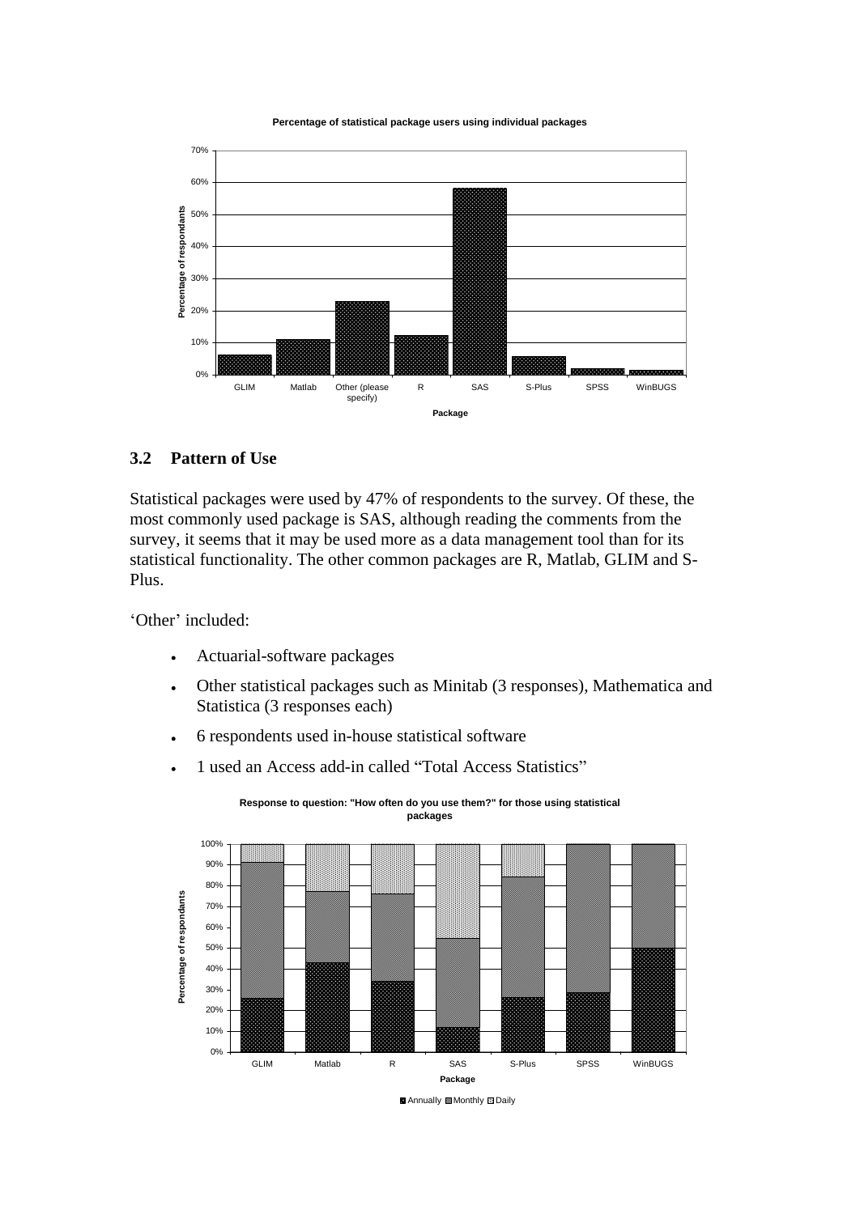**Percentage of statistical package users using individual packages**

## 3.2 Pattern of Use

Statistical packages were used by 47% of respondents to the survey. Of these, the most commonly used package is SAS, although reading the comments from the survey, it seems that it may be used more as a data management tool than for its statistical functionality. The other common packages are R, Matlab, GLIM and S-Plus.

'Other' included:

- Actuarial-software packages
- Other statistical packages such as Minitab (3 responses), Mathematica and Statistica (3 responses each)
- 6 respondents used in-house statistical software
- 1 used an Access add-in called "Total Access Statistics"

**Response to question: "How often do you use them?" for those using statistical packages**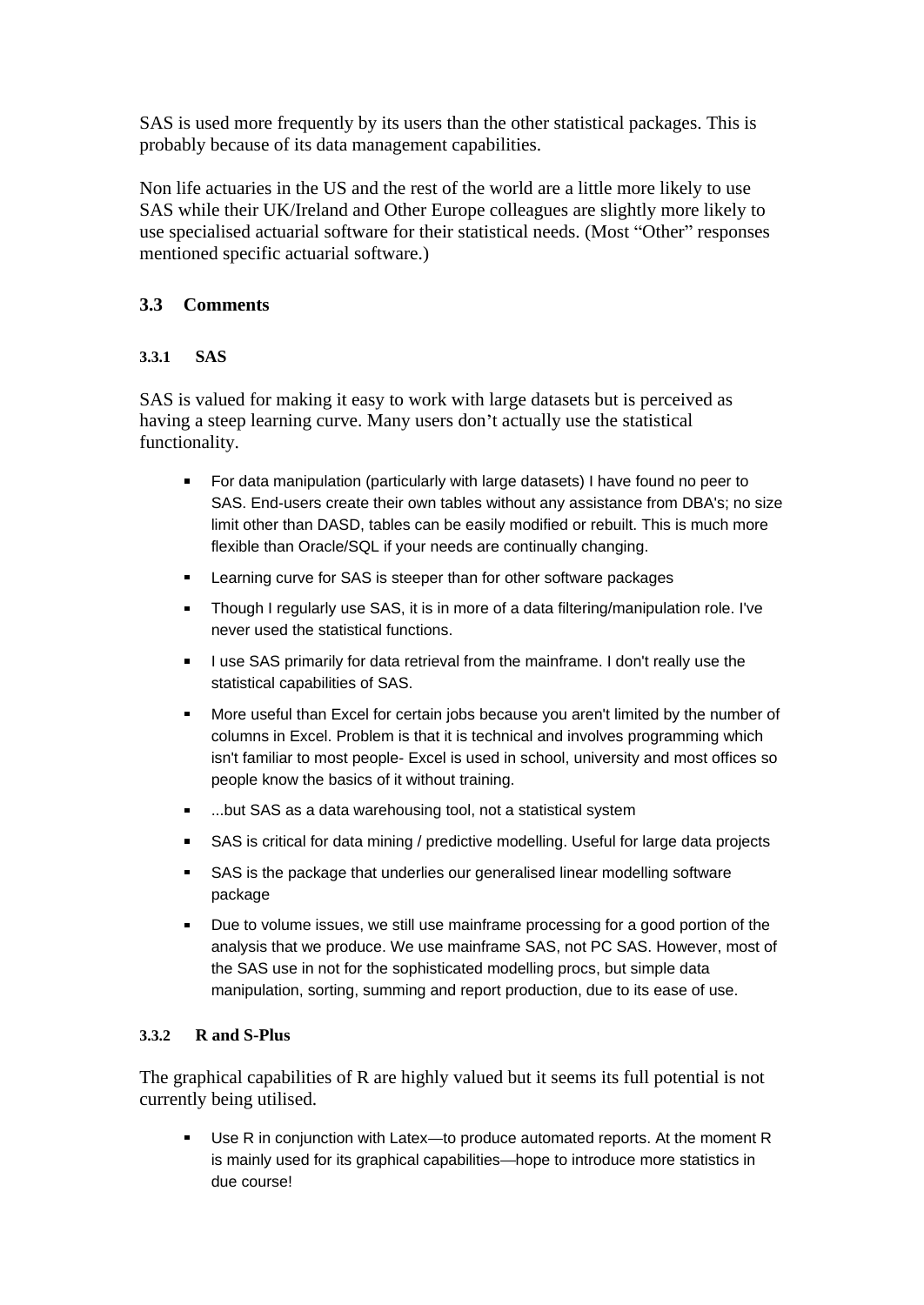SAS is used more frequently by its users than the other statistical packages. This is probably because of its data management capabilities.

Non life actuaries in the US and the rest of the world are a little more likely to use SAS while their UK/Ireland and Other Europe colleagues are slightly more likely to use specialised actuarial software for their statistical needs. (Most "Other" responses mentioned specific actuarial software.)

## 3.3 Comments

### 3.3.1 SAS

SAS is valued for making it easy to work with large datasets but is perceived as having a steep learning curve. Many users don't actually use the statistical functionality.

- For data manipulation (particularly with large datasets) I have found no peer to SAS. End-users create their own tables without any assistance from DBA's; no size limit other than DASD, tables can be easily modified or rebuilt. This is much more flexible than Oracle/SQL if your needs are continually changing.
- Learning curve for SAS is steeper than for other software packages
- Though I regularly use SAS, it is in more of a data filtering/manipulation role. I've never used the statistical functions.
- I use SAS primarily for data retrieval from the mainframe. I don't really use the statistical capabilities of SAS.
- More useful than Excel for certain jobs because you aren't limited by the number of columns in Excel. Problem is that it is technical and involves programming which isn't familiar to most people- Excel is used in school, university and most offices so people know the basics of it without training.
- ...but SAS as a data warehousing tool, not a statistical system
- SAS is critical for data mining / predictive modelling. Useful for large data projects
- SAS is the package that underlies our generalised linear modelling software package
- Due to volume issues, we still use mainframe processing for a good portion of the analysis that we produce. We use mainframe SAS, not PC SAS. However, most of the SAS use in not for the sophisticated modelling procs, but simple data manipulation, sorting, summing and report production, due to its ease of use.

### 3.3.2 R and S-Plus

The graphical capabilities of R are highly valued but it seems its full potential is not currently being utilised.

- Use R in conjunction with Latex—to produce automated reports. At the moment R is mainly used for its graphical capabilities—hope to introduce more statistics in due course!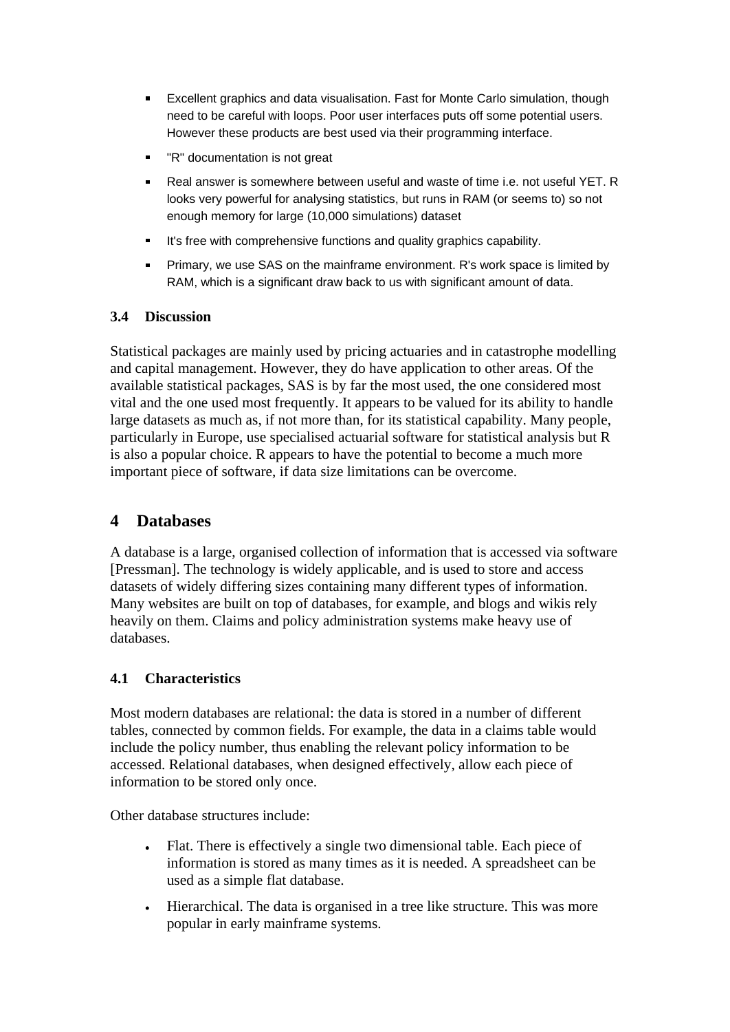- Excellent graphics and data visualisation. Fast for Monte Carlo simulation, though need to be careful with loops. Poor user interfaces puts off some potential users. However these products are best used via their programming interface.
- "R" documentation is not great
- Real answer is somewhere between useful and waste of time i.e. not useful YET. R looks very powerful for analysing statistics, but runs in RAM (or seems to) so not enough memory for large (10,000 simulations) dataset
- It's free with comprehensive functions and quality graphics capability.
- Primary, we use SAS on the mainframe environment. R's work space is limited by RAM, which is a significant draw back to us with significant amount of data.

### 3.4 Discussion

Statistical packages are mainly used by pricing actuaries and in catastrophe modelling and capital management. However, they do have application to other areas. Of the available statistical packages, SAS is by far the most used, the one considered most vital and the one used most frequently. It appears to be valued for its ability to handle large datasets as much as, if not more than, for its statistical capability. Many people, particularly in Europe, use specialised actuarial software for statistical analysis but R is also a popular choice. R appears to have the potential to become a much more important piece of software, if data size limitations can be overcome.

## 4 Databases

A database is a large, organised collection of information that is accessed via software [Pressman]. The technology is widely applicable, and is used to store and access datasets of widely differing sizes containing many different types of information. Many websites are built on top of databases, for example, and blogs and wikis rely heavily on them. Claims and policy administration systems make heavy use of databases.

### 4.1 Characteristics

Most modern databases are relational: the data is stored in a number of different tables, connected by common fields. For example, the data in a claims table would include the policy number, thus enabling the relevant policy information to be accessed. Relational databases, when designed effectively, allow each piece of information to be stored only once.

Other database structures include:

- Flat. There is effectively a single two dimensional table. Each piece of information is stored as many times as it is needed. A spreadsheet can be used as a simple flat database.
- Hierarchical. The data is organised in a tree like structure. This was more popular in early mainframe systems.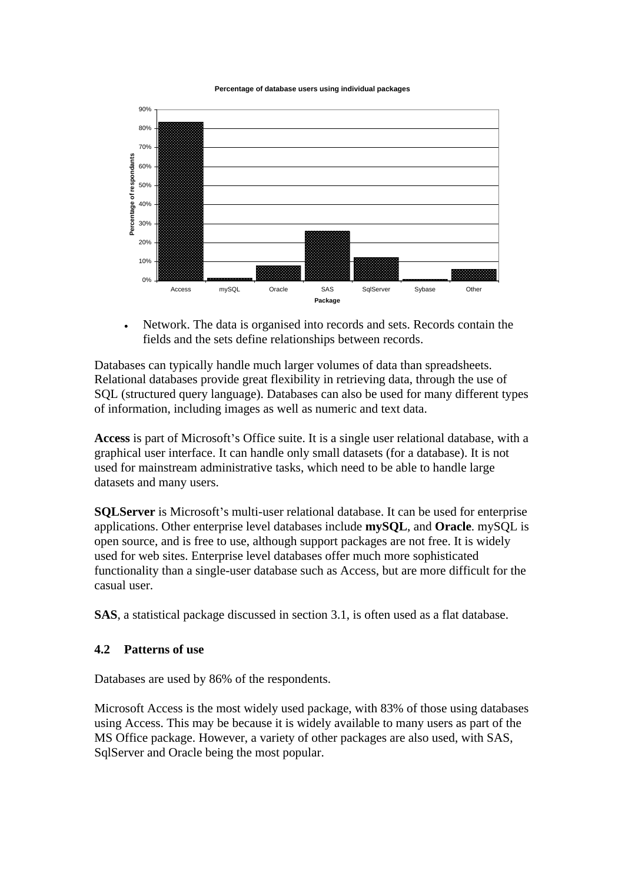Percentage of database users using individual packages

- Network. The data is organised into records and sets. Records contain the fields and the sets define relationships between records.

Databases can typically handle much larger volumes of data than spreadsheets. Relational databases provide great flexibility in retrieving data, through the use of SQL (structured query language). Databases can also be used for many different types of information, including images as well as numeric and text data.

**Access** is part of Microsoft's Office suite. It is a single user relational database, with a graphical user interface. It can handle only small datasets (for a database). It is not used for mainstream administrative tasks, which need to be able to handle large datasets and many users.

**SQLServer** is Microsoft's multi-user relational database. It can be used for enterprise applications. Other enterprise level databases include **mySQL**, and **Oracle**. mySQL is open source, and is free to use, although support packages are not free. It is widely used for web sites. Enterprise level databases offer much more sophisticated functionality than a single-user database such as Access, but are more difficult for the casual user.

**SAS**, a statistical package discussed in section 3.1, is often used as a flat database.

### 4.2 Patterns of use

Databases are used by 86% of the respondents.

Microsoft Access is the most widely used package, with 83% of those using databases using Access. This may be because it is widely available to many users as part of the MS Office package. However, a variety of other packages are also used, with SAS, SqlServer and Oracle being the most popular.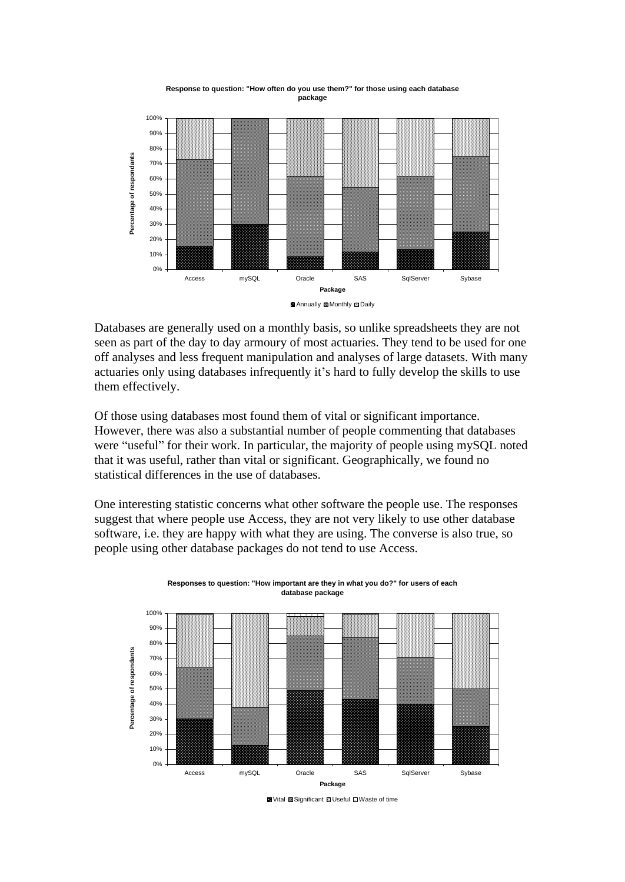**Response to question: "How often do you use them?" for those using each database package**

Percentage of respondants

Package

Access, mySQL, Oracle, SAS, SqlServer, Sybase

Annually, Monthly, Daily

Databases are generally used on a monthly basis, so unlike spreadsheets they are not seen as part of the day to day armoury of most actuaries. They tend to be used for one off analyses and less frequent manipulation and analyses of large datasets. With many actuaries only using databases infrequently it's hard to fully develop the skills to use them effectively.

Of those using databases most found them of vital or significant importance. However, there was also a substantial number of people commenting that databases were "useful" for their work. In particular, the majority of people using mySQL noted that it was useful, rather than vital or significant. Geographically, we found no statistical differences in the use of databases.

One interesting statistic concerns what other software the people use. The responses suggest that where people use Access, they are not very likely to use other database software, i.e. they are happy with what they are using. The converse is also true, so people using other database packages do not tend to use Access.

**Responses to question: "How important are they in what you do?" for users of each database package**

Percentage of respondants

Package

Access, mySQL, Oracle, SAS, SqlServer, Sybase

Vital, Significant, Useful, Waste of time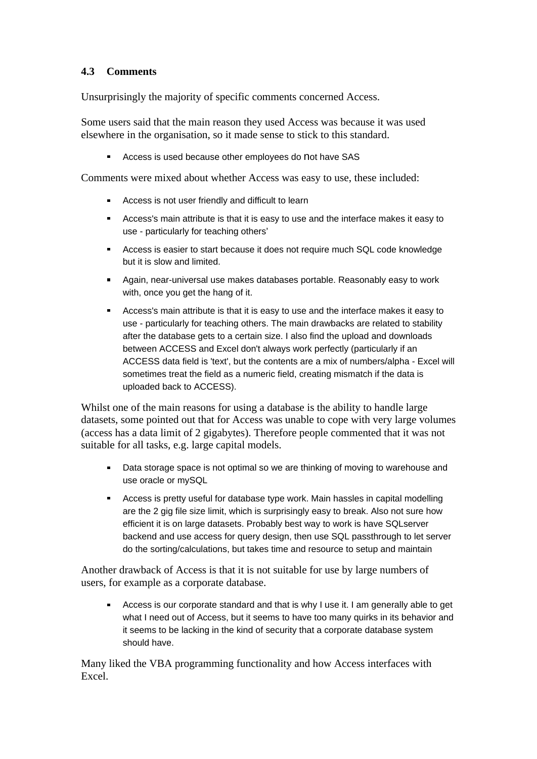### 4.3 Comments

Unsurprisingly the majority of specific comments concerned Access.

Some users said that the main reason they used Access was because it was used elsewhere in the organisation, so it made sense to stick to this standard.

- Access is used because other employees do not have SAS

Comments were mixed about whether Access was easy to use, these included:

- Access is not user friendly and difficult to learn
- Access's main attribute is that it is easy to use and the interface makes it easy to use - particularly for teaching others'
- Access is easier to start because it does not require much SQL code knowledge but it is slow and limited.
- Again, near-universal use makes databases portable. Reasonably easy to work with, once you get the hang of it.
- Access's main attribute is that it is easy to use and the interface makes it easy to use - particularly for teaching others. The main drawbacks are related to stability after the database gets to a certain size. I also find the upload and downloads between ACCESS and Excel don't always work perfectly (particularly if an ACCESS data field is 'text', but the contents are a mix of numbers/alpha - Excel will sometimes treat the field as a numeric field, creating mismatch if the data is uploaded back to ACCESS).

Whilst one of the main reasons for using a database is the ability to handle large datasets, some pointed out that for Access was unable to cope with very large volumes (access has a data limit of 2 gigabytes). Therefore people commented that it was not suitable for all tasks, e.g. large capital models.

- Data storage space is not optimal so we are thinking of moving to warehouse and use oracle or mySQL
- Access is pretty useful for database type work. Main hassles in capital modelling are the 2 gig file size limit, which is surprisingly easy to break. Also not sure how efficient it is on large datasets. Probably best way to work is have SQLserver backend and use access for query design, then use SQL passthrough to let server do the sorting/calculations, but takes time and resource to setup and maintain

Another drawback of Access is that it is not suitable for use by large numbers of users, for example as a corporate database.

- Access is our corporate standard and that is why I use it. I am generally able to get what I need out of Access, but it seems to have too many quirks in its behavior and it seems to be lacking in the kind of security that a corporate database system should have.

Many liked the VBA programming functionality and how Access interfaces with Excel.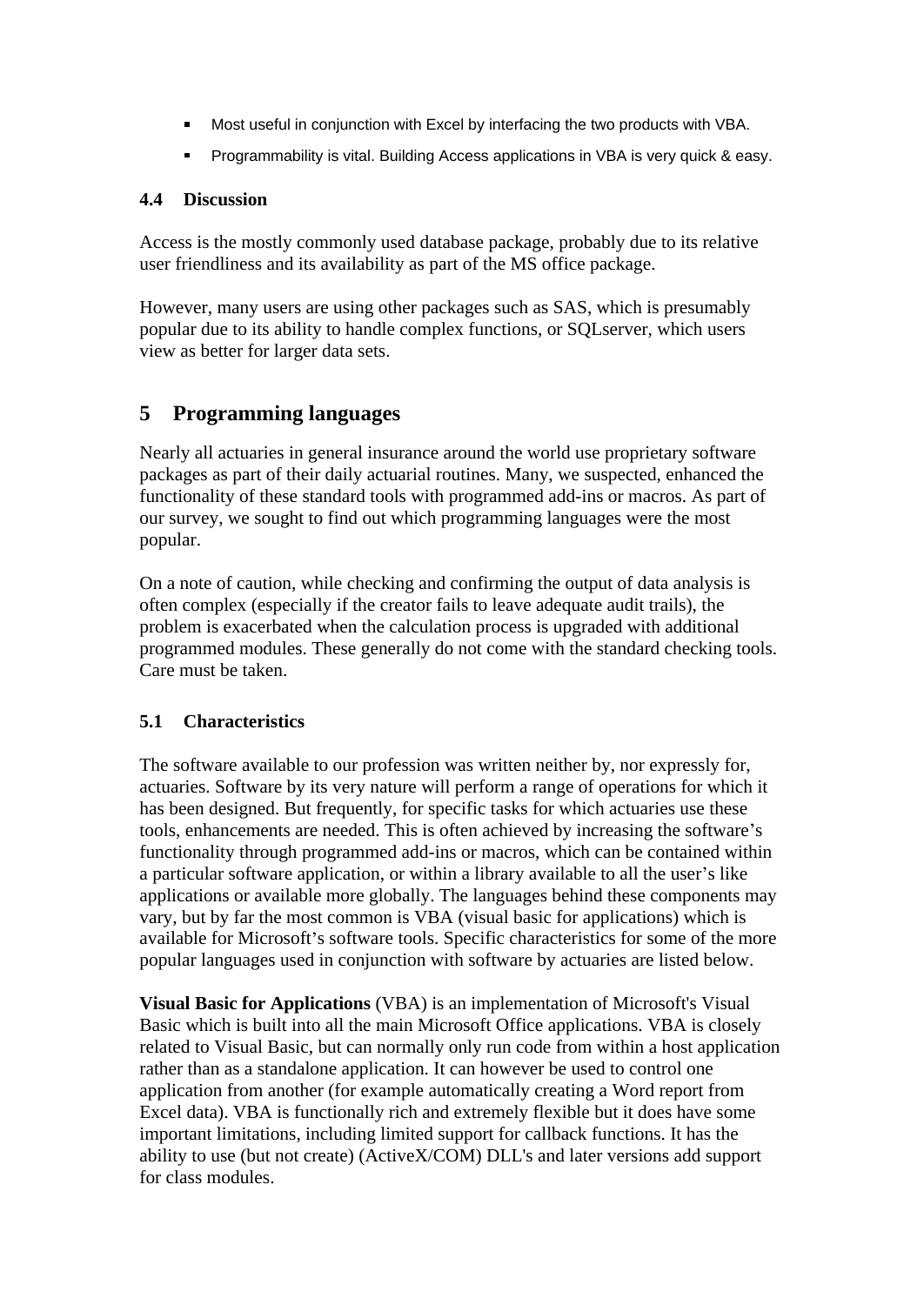- Most useful in conjunction with Excel by interfacing the two products with VBA.
- Programmability is vital. Building Access applications in VBA is very quick & easy.

### 4.4 Discussion

Access is the mostly commonly used database package, probably due to its relative user friendliness and its availability as part of the MS office package.

However, many users are using other packages such as SAS, which is presumably popular due to its ability to handle complex functions, or SQLserver, which users view as better for larger data sets.

## 5 Programming languages

Nearly all actuaries in general insurance around the world use proprietary software packages as part of their daily actuarial routines. Many, we suspected, enhanced the functionality of these standard tools with programmed add-ins or macros. As part of our survey, we sought to find out which programming languages were the most popular.

On a note of caution, while checking and confirming the output of data analysis is often complex (especially if the creator fails to leave adequate audit trails), the problem is exacerbated when the calculation process is upgraded with additional programmed modules. These generally do not come with the standard checking tools. Care must be taken.

### 5.1 Characteristics

The software available to our profession was written neither by, nor expressly for, actuaries. Software by its very nature will perform a range of operations for which it has been designed. But frequently, for specific tasks for which actuaries use these tools, enhancements are needed. This is often achieved by increasing the software's functionality through programmed add-ins or macros, which can be contained within a particular software application, or within a library available to all the user's like applications or available more globally. The languages behind these components may vary, but by far the most common is VBA (visual basic for applications) which is available for Microsoft's software tools. Specific characteristics for some of the more popular languages used in conjunction with software by actuaries are listed below.

**Visual Basic for Applications** (VBA) is an implementation of Microsoft's Visual Basic which is built into all the main Microsoft Office applications. VBA is closely related to Visual Basic, but can normally only run code from within a host application rather than as a standalone application. It can however be used to control one application from another (for example automatically creating a Word report from Excel data). VBA is functionally rich and extremely flexible but it does have some important limitations, including limited support for callback functions. It has the ability to use (but not create) (ActiveX/COM) DLL's and later versions add support for class modules.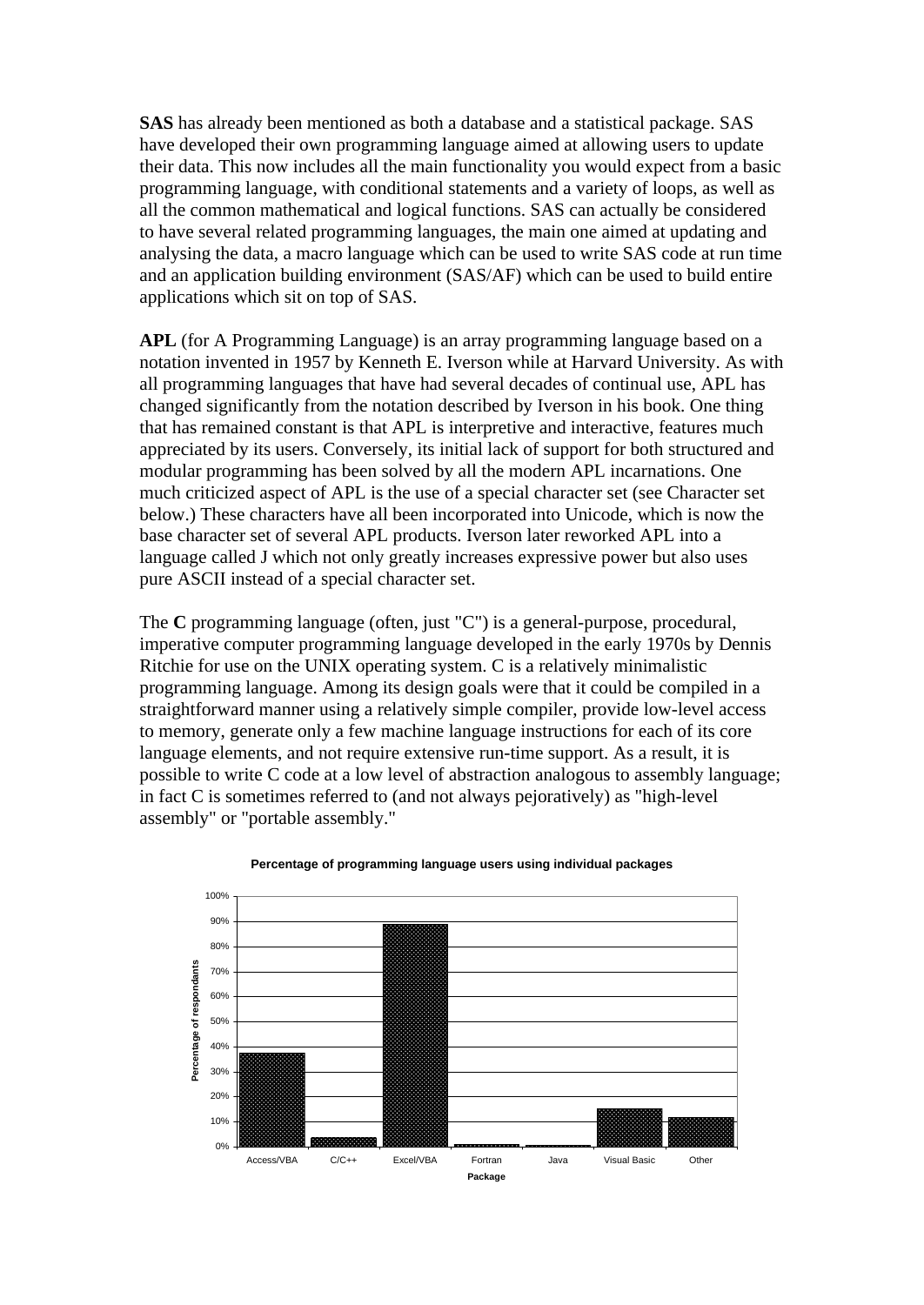**SAS** has already been mentioned as both a database and a statistical package. SAS have developed their own programming language aimed at allowing users to update their data. This now includes all the main functionality you would expect from a basic programming language, with conditional statements and a variety of loops, as well as all the common mathematical and logical functions. SAS can actually be considered to have several related programming languages, the main one aimed at updating and analysing the data, a macro language which can be used to write SAS code at run time and an application building environment (SAS/AF) which can be used to build entire applications which sit on top of SAS.

**APL** (for A Programming Language) is an array programming language based on a notation invented in 1957 by Kenneth E. Iverson while at Harvard University. As with all programming languages that have had several decades of continual use, APL has changed significantly from the notation described by Iverson in his book. One thing that has remained constant is that APL is interpretive and interactive, features much appreciated by its users. Conversely, its initial lack of support for both structured and modular programming has been solved by all the modern APL incarnations. One much criticized aspect of APL is the use of a special character set (see Character set below.) These characters have all been incorporated into Unicode, which is now the base character set of several APL products. Iverson later reworked APL into a language called J which not only greatly increases expressive power but also uses pure ASCII instead of a special character set.

The **C** programming language (often, just "C") is a general-purpose, procedural, imperative computer programming language developed in the early 1970s by Dennis Ritchie for use on the UNIX operating system. C is a relatively minimalistic programming language. Among its design goals were that it could be compiled in a straightforward manner using a relatively simple compiler, provide low-level access to memory, generate only a few machine language instructions for each of its core language elements, and not require extensive run-time support. As a result, it is possible to write C code at a low level of abstraction analogous to assembly language; in fact C is sometimes referred to (and not always pejoratively) as "high-level assembly" or "portable assembly."

**Percentage of programming language users using individual packages**

| Package | Percentage of respondants (approx.) |
|---|---|
| Access/VBA | 37% |
| C/C++ | 4% |
| Excel/VBA | 89% |
| Fortran | 1% |
| Java | 1% |
| Visual Basic | 15% |
| Other | 12% |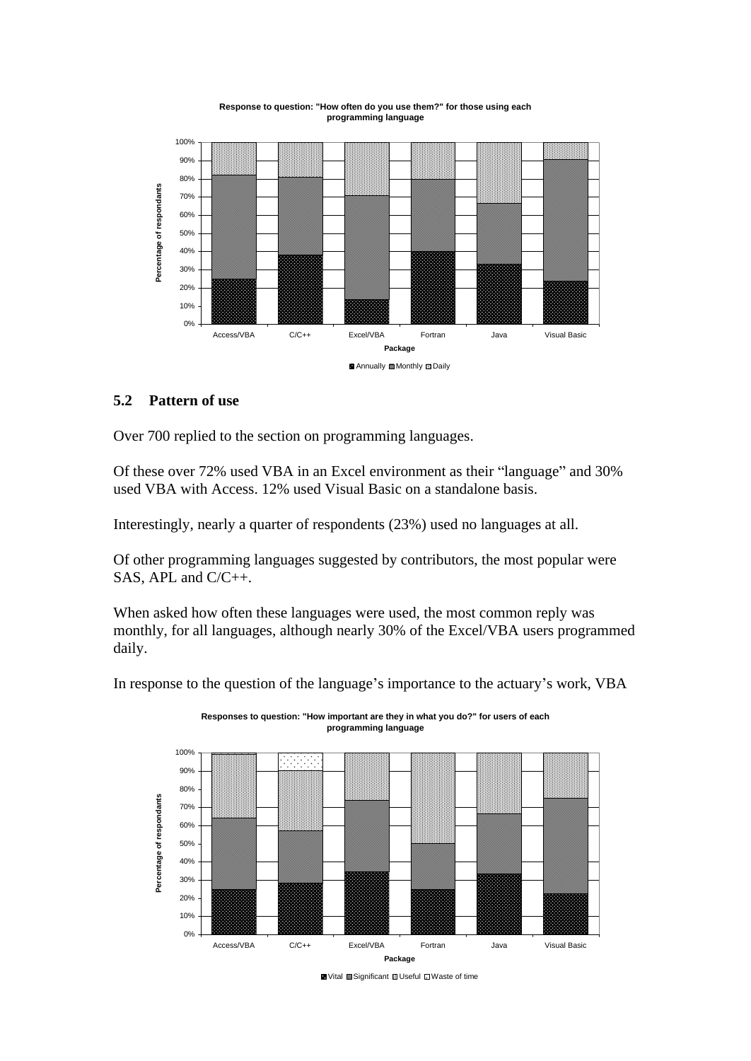**Response to question: "How often do you use them?" for those using each programming language**

## 5.2 Pattern of use

Over 700 replied to the section on programming languages.

Of these over 72% used VBA in an Excel environment as their "language" and 30% used VBA with Access. 12% used Visual Basic on a standalone basis.

Interestingly, nearly a quarter of respondents (23%) used no languages at all.

Of other programming languages suggested by contributors, the most popular were SAS, APL and C/C++.

When asked how often these languages were used, the most common reply was monthly, for all languages, although nearly 30% of the Excel/VBA users programmed daily.

In response to the question of the language's importance to the actuary's work, VBA

**Responses to question: "How important are they in what you do?" for users of each programming language**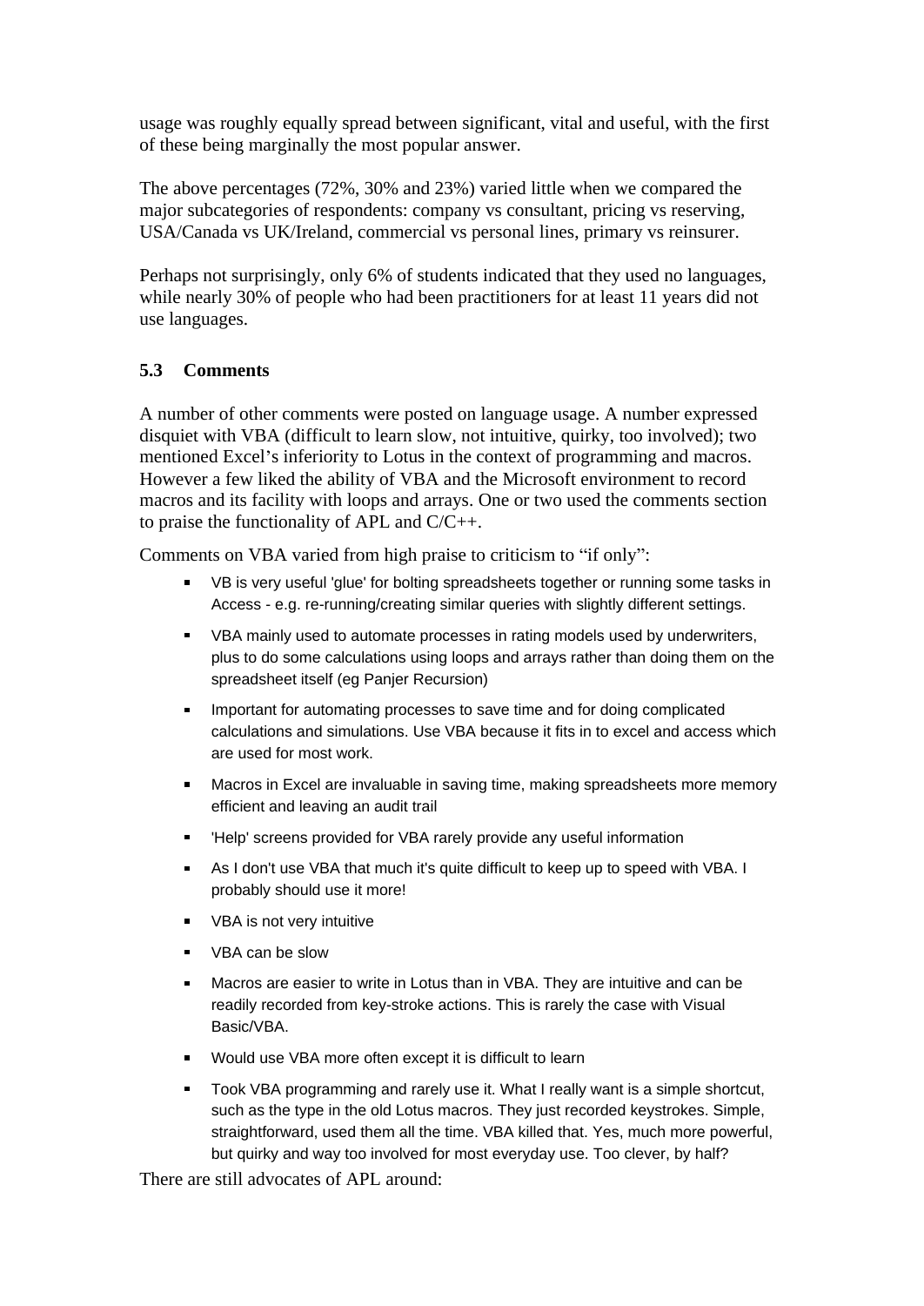usage was roughly equally spread between significant, vital and useful, with the first of these being marginally the most popular answer.

The above percentages (72%, 30% and 23%) varied little when we compared the major subcategories of respondents: company vs consultant, pricing vs reserving, USA/Canada vs UK/Ireland, commercial vs personal lines, primary vs reinsurer.

Perhaps not surprisingly, only 6% of students indicated that they used no languages, while nearly 30% of people who had been practitioners for at least 11 years did not use languages.

### 5.3 Comments

A number of other comments were posted on language usage. A number expressed disquiet with VBA (difficult to learn slow, not intuitive, quirky, too involved); two mentioned Excel's inferiority to Lotus in the context of programming and macros. However a few liked the ability of VBA and the Microsoft environment to record macros and its facility with loops and arrays. One or two used the comments section to praise the functionality of APL and C/C++.

Comments on VBA varied from high praise to criticism to "if only":

- VB is very useful 'glue' for bolting spreadsheets together or running some tasks in Access - e.g. re-running/creating similar queries with slightly different settings.
- VBA mainly used to automate processes in rating models used by underwriters, plus to do some calculations using loops and arrays rather than doing them on the spreadsheet itself (eg Panjer Recursion)
- Important for automating processes to save time and for doing complicated calculations and simulations. Use VBA because it fits in to excel and access which are used for most work.
- Macros in Excel are invaluable in saving time, making spreadsheets more memory efficient and leaving an audit trail
- 'Help' screens provided for VBA rarely provide any useful information
- As I don't use VBA that much it's quite difficult to keep up to speed with VBA. I probably should use it more!
- VBA is not very intuitive
- VBA can be slow
- Macros are easier to write in Lotus than in VBA. They are intuitive and can be readily recorded from key-stroke actions. This is rarely the case with Visual Basic/VBA.
- Would use VBA more often except it is difficult to learn
- Took VBA programming and rarely use it. What I really want is a simple shortcut, such as the type in the old Lotus macros. They just recorded keystrokes. Simple, straightforward, used them all the time. VBA killed that. Yes, much more powerful, but quirky and way too involved for most everyday use. Too clever, by half?

There are still advocates of APL around: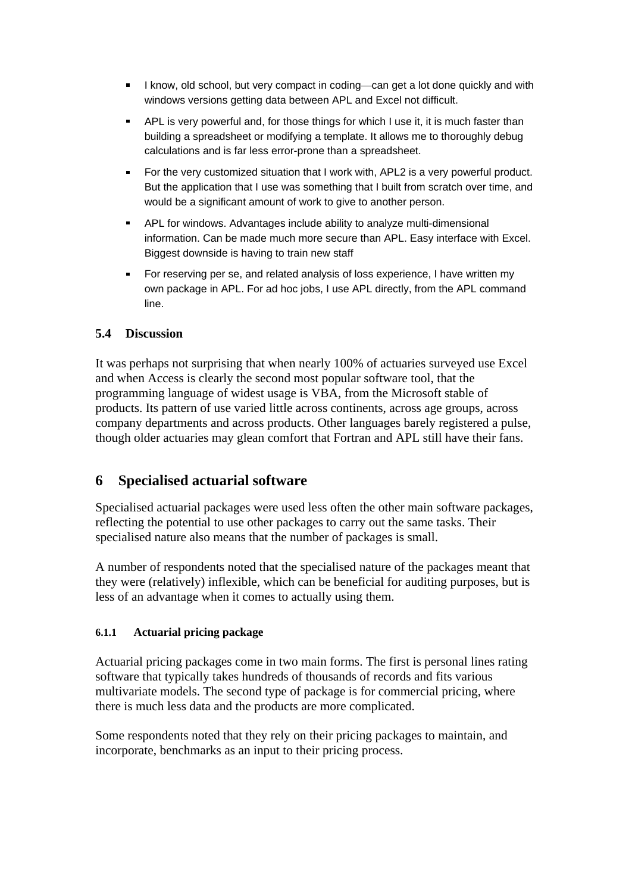- I know, old school, but very compact in coding—can get a lot done quickly and with windows versions getting data between APL and Excel not difficult.
- APL is very powerful and, for those things for which I use it, it is much faster than building a spreadsheet or modifying a template. It allows me to thoroughly debug calculations and is far less error-prone than a spreadsheet.
- For the very customized situation that I work with, APL2 is a very powerful product. But the application that I use was something that I built from scratch over time, and would be a significant amount of work to give to another person.
- APL for windows. Advantages include ability to analyze multi-dimensional information. Can be made much more secure than APL. Easy interface with Excel. Biggest downside is having to train new staff
- For reserving per se, and related analysis of loss experience, I have written my own package in APL. For ad hoc jobs, I use APL directly, from the APL command line.

### 5.4 Discussion

It was perhaps not surprising that when nearly 100% of actuaries surveyed use Excel and when Access is clearly the second most popular software tool, that the programming language of widest usage is VBA, from the Microsoft stable of products. Its pattern of use varied little across continents, across age groups, across company departments and across products. Other languages barely registered a pulse, though older actuaries may glean comfort that Fortran and APL still have their fans.

## 6 Specialised actuarial software

Specialised actuarial packages were used less often the other main software packages, reflecting the potential to use other packages to carry out the same tasks. Their specialised nature also means that the number of packages is small.

A number of respondents noted that the specialised nature of the packages meant that they were (relatively) inflexible, which can be beneficial for auditing purposes, but is less of an advantage when it comes to actually using them.

#### 6.1.1 Actuarial pricing package

Actuarial pricing packages come in two main forms. The first is personal lines rating software that typically takes hundreds of thousands of records and fits various multivariate models. The second type of package is for commercial pricing, where there is much less data and the products are more complicated.

Some respondents noted that they rely on their pricing packages to maintain, and incorporate, benchmarks as an input to their pricing process.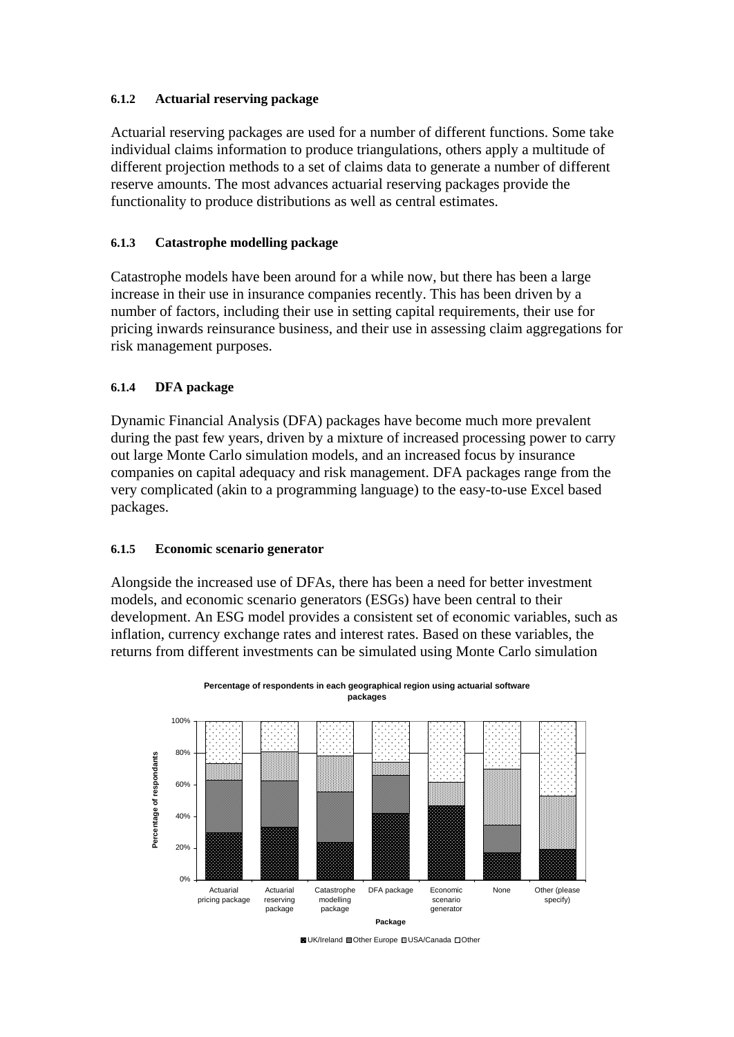#### 6.1.2 Actuarial reserving package

Actuarial reserving packages are used for a number of different functions. Some take individual claims information to produce triangulations, others apply a multitude of different projection methods to a set of claims data to generate a number of different reserve amounts. The most advances actuarial reserving packages provide the functionality to produce distributions as well as central estimates.

#### 6.1.3 Catastrophe modelling package

Catastrophe models have been around for a while now, but there has been a large increase in their use in insurance companies recently. This has been driven by a number of factors, including their use in setting capital requirements, their use for pricing inwards reinsurance business, and their use in assessing claim aggregations for risk management purposes.

#### 6.1.4 DFA package

Dynamic Financial Analysis (DFA) packages have become much more prevalent during the past few years, driven by a mixture of increased processing power to carry out large Monte Carlo simulation models, and an increased focus by insurance companies on capital adequacy and risk management. DFA packages range from the very complicated (akin to a programming language) to the easy-to-use Excel based packages.

#### 6.1.5 Economic scenario generator

Alongside the increased use of DFAs, there has been a need for better investment models, and economic scenario generators (ESGs) have been central to their development. An ESG model provides a consistent set of economic variables, such as inflation, currency exchange rates and interest rates. Based on these variables, the returns from different investments can be simulated using Monte Carlo simulation

**Percentage of respondents in each geographical region using actuarial software packages**

Percentage of respondants (y-axis: 0% – 100%); Package (x-axis): Actuarial pricing package, Actuarial reserving package, Catastrophe modelling package, DFA package, Economic scenario generator, None, Other (please specify)

Legend: UK/Ireland, Other Europe, USA/Canada, Other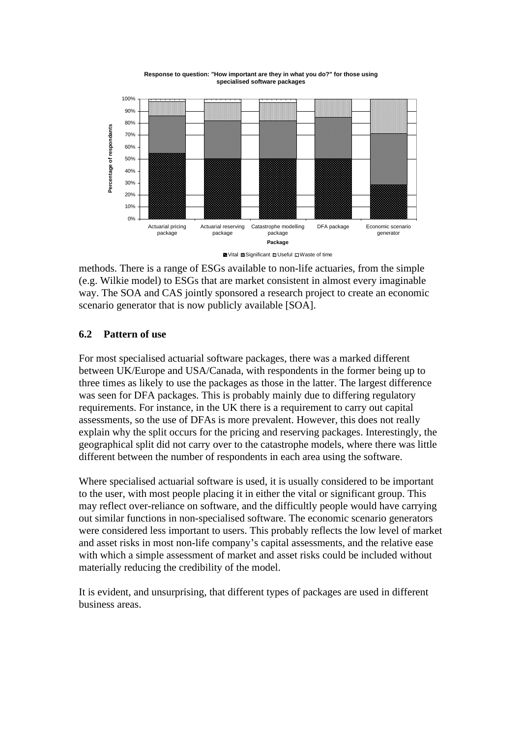**Response to question: "How important are they in what you do?" for those using specialised software packages**

methods. There is a range of ESGs available to non-life actuaries, from the simple (e.g. Wilkie model) to ESGs that are market consistent in almost every imaginable way. The SOA and CAS jointly sponsored a research project to create an economic scenario generator that is now publicly available [SOA].

### 6.2 Pattern of use

For most specialised actuarial software packages, there was a marked different between UK/Europe and USA/Canada, with respondents in the former being up to three times as likely to use the packages as those in the latter. The largest difference was seen for DFA packages. This is probably mainly due to differing regulatory requirements. For instance, in the UK there is a requirement to carry out capital assessments, so the use of DFAs is more prevalent. However, this does not really explain why the split occurs for the pricing and reserving packages. Interestingly, the geographical split did not carry over to the catastrophe models, where there was little different between the number of respondents in each area using the software.

Where specialised actuarial software is used, it is usually considered to be important to the user, with most people placing it in either the vital or significant group. This may reflect over-reliance on software, and the difficultly people would have carrying out similar functions in non-specialised software. The economic scenario generators were considered less important to users. This probably reflects the low level of market and asset risks in most non-life company's capital assessments, and the relative ease with which a simple assessment of market and asset risks could be included without materially reducing the credibility of the model.

It is evident, and unsurprising, that different types of packages are used in different business areas.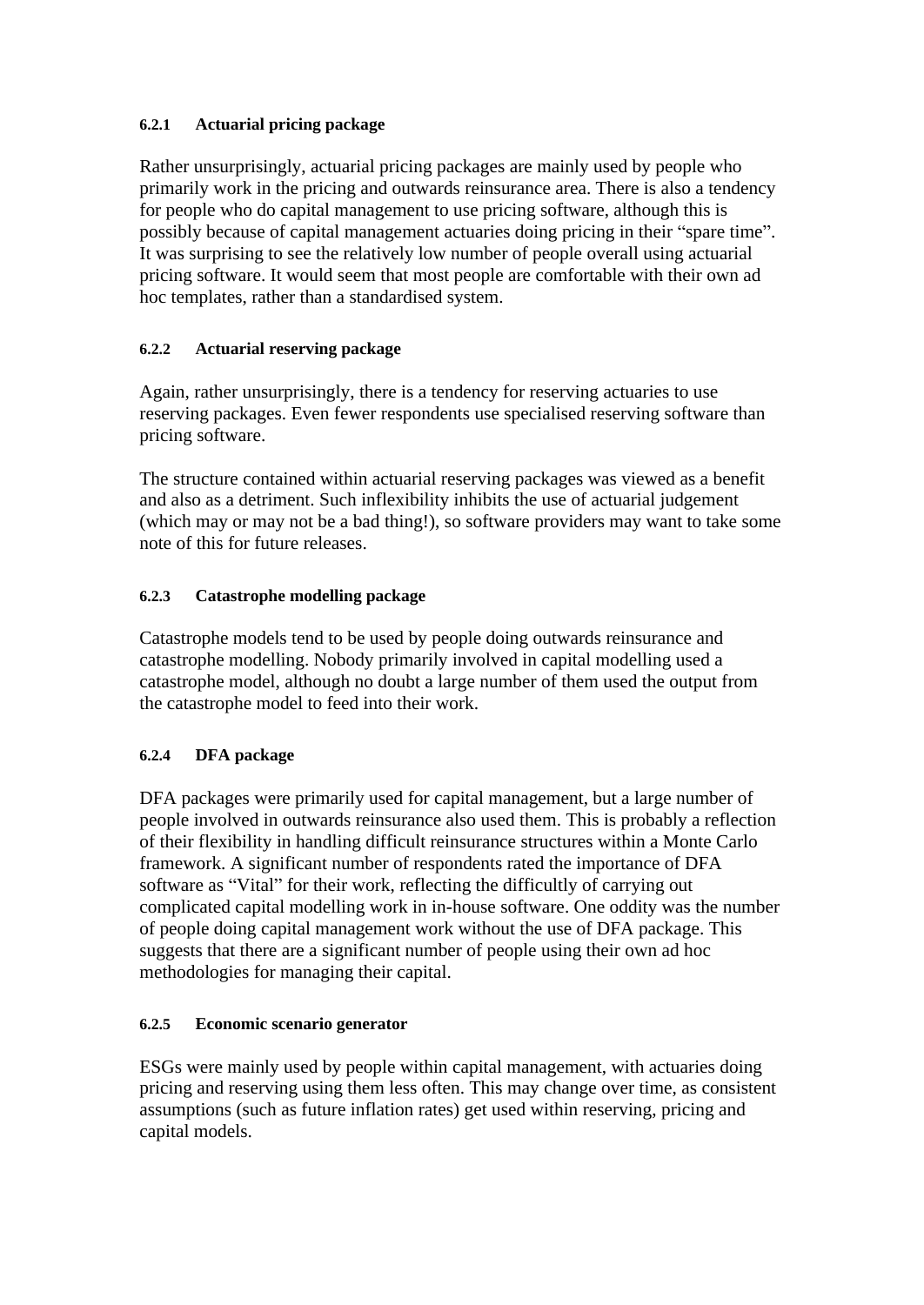#### 6.2.1 Actuarial pricing package

Rather unsurprisingly, actuarial pricing packages are mainly used by people who primarily work in the pricing and outwards reinsurance area. There is also a tendency for people who do capital management to use pricing software, although this is possibly because of capital management actuaries doing pricing in their "spare time". It was surprising to see the relatively low number of people overall using actuarial pricing software. It would seem that most people are comfortable with their own ad hoc templates, rather than a standardised system.

#### 6.2.2 Actuarial reserving package

Again, rather unsurprisingly, there is a tendency for reserving actuaries to use reserving packages. Even fewer respondents use specialised reserving software than pricing software.

The structure contained within actuarial reserving packages was viewed as a benefit and also as a detriment. Such inflexibility inhibits the use of actuarial judgement (which may or may not be a bad thing!), so software providers may want to take some note of this for future releases.

#### 6.2.3 Catastrophe modelling package

Catastrophe models tend to be used by people doing outwards reinsurance and catastrophe modelling. Nobody primarily involved in capital modelling used a catastrophe model, although no doubt a large number of them used the output from the catastrophe model to feed into their work.

#### 6.2.4 DFA package

DFA packages were primarily used for capital management, but a large number of people involved in outwards reinsurance also used them. This is probably a reflection of their flexibility in handling difficult reinsurance structures within a Monte Carlo framework. A significant number of respondents rated the importance of DFA software as "Vital" for their work, reflecting the difficultly of carrying out complicated capital modelling work in in-house software. One oddity was the number of people doing capital management work without the use of DFA package. This suggests that there are a significant number of people using their own ad hoc methodologies for managing their capital.

#### 6.2.5 Economic scenario generator

ESGs were mainly used by people within capital management, with actuaries doing pricing and reserving using them less often. This may change over time, as consistent assumptions (such as future inflation rates) get used within reserving, pricing and capital models.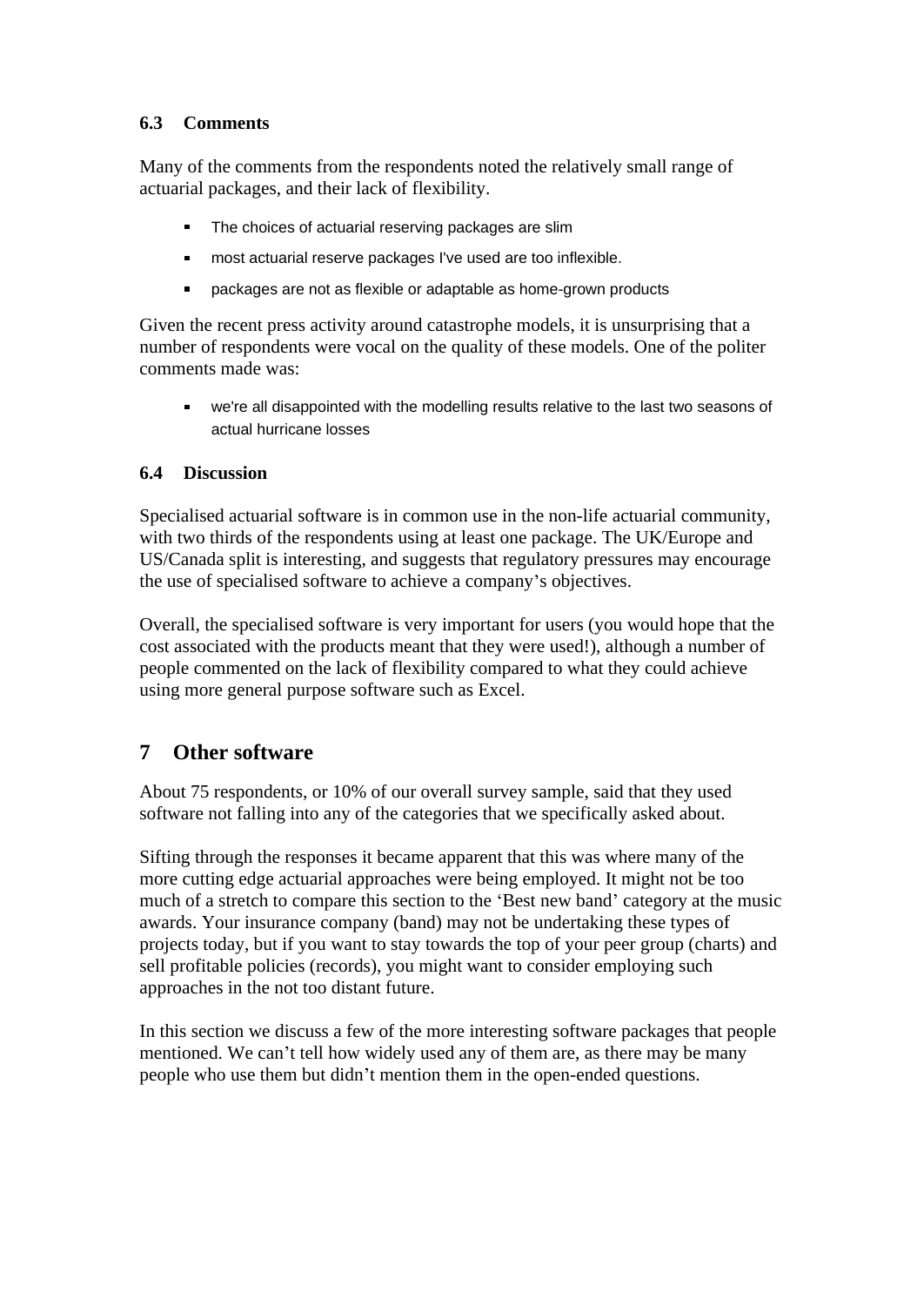### 6.3 Comments

Many of the comments from the respondents noted the relatively small range of actuarial packages, and their lack of flexibility.

- The choices of actuarial reserving packages are slim
- most actuarial reserve packages I've used are too inflexible.
- packages are not as flexible or adaptable as home-grown products

Given the recent press activity around catastrophe models, it is unsurprising that a number of respondents were vocal on the quality of these models. One of the politer comments made was:

- we're all disappointed with the modelling results relative to the last two seasons of actual hurricane losses

### 6.4 Discussion

Specialised actuarial software is in common use in the non-life actuarial community, with two thirds of the respondents using at least one package. The UK/Europe and US/Canada split is interesting, and suggests that regulatory pressures may encourage the use of specialised software to achieve a company's objectives.

Overall, the specialised software is very important for users (you would hope that the cost associated with the products meant that they were used!), although a number of people commented on the lack of flexibility compared to what they could achieve using more general purpose software such as Excel.

## 7 Other software

About 75 respondents, or 10% of our overall survey sample, said that they used software not falling into any of the categories that we specifically asked about.

Sifting through the responses it became apparent that this was where many of the more cutting edge actuarial approaches were being employed. It might not be too much of a stretch to compare this section to the 'Best new band' category at the music awards. Your insurance company (band) may not be undertaking these types of projects today, but if you want to stay towards the top of your peer group (charts) and sell profitable policies (records), you might want to consider employing such approaches in the not too distant future.

In this section we discuss a few of the more interesting software packages that people mentioned. We can't tell how widely used any of them are, as there may be many people who use them but didn't mention them in the open-ended questions.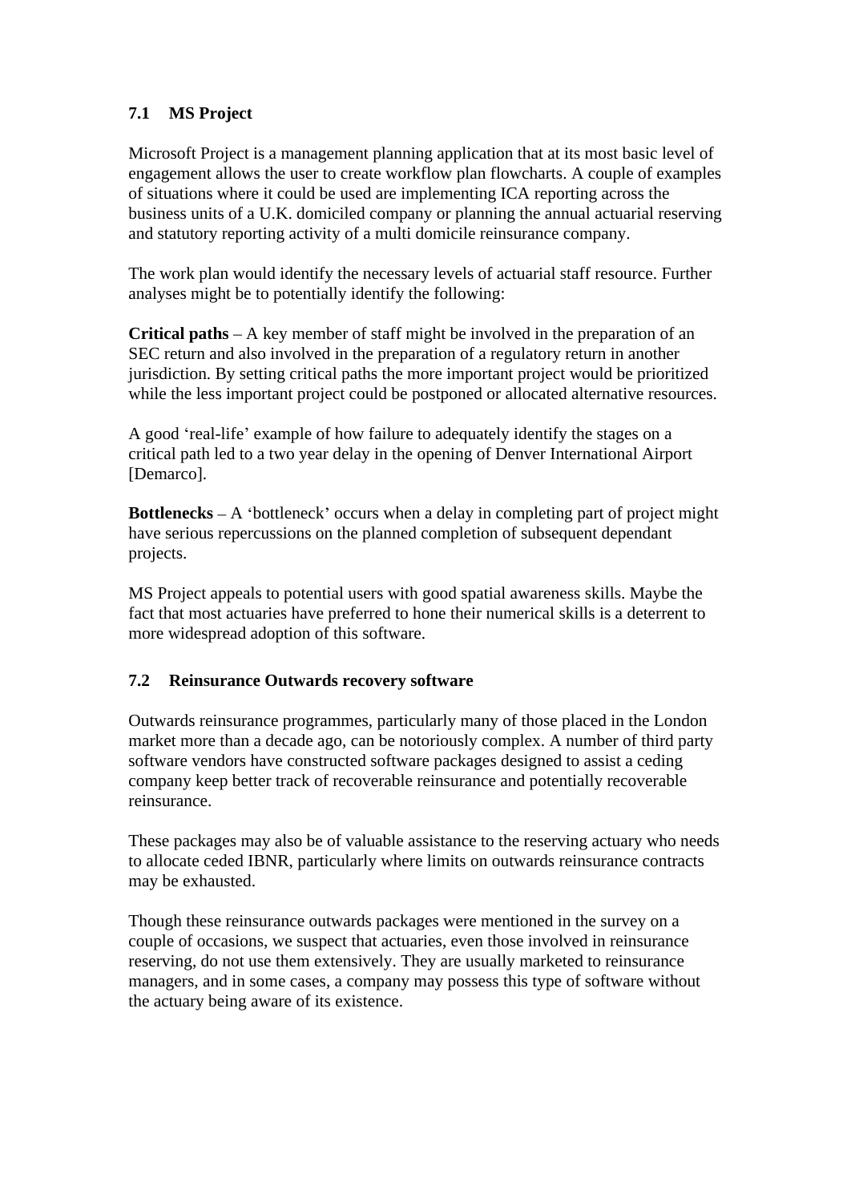## 7.1 MS Project

Microsoft Project is a management planning application that at its most basic level of engagement allows the user to create workflow plan flowcharts. A couple of examples of situations where it could be used are implementing ICA reporting across the business units of a U.K. domiciled company or planning the annual actuarial reserving and statutory reporting activity of a multi domicile reinsurance company.

The work plan would identify the necessary levels of actuarial staff resource. Further analyses might be to potentially identify the following:

**Critical paths** – A key member of staff might be involved in the preparation of an SEC return and also involved in the preparation of a regulatory return in another jurisdiction. By setting critical paths the more important project would be prioritized while the less important project could be postponed or allocated alternative resources.

A good 'real-life' example of how failure to adequately identify the stages on a critical path led to a two year delay in the opening of Denver International Airport [Demarco].

**Bottlenecks** – A 'bottleneck' occurs when a delay in completing part of project might have serious repercussions on the planned completion of subsequent dependant projects.

MS Project appeals to potential users with good spatial awareness skills. Maybe the fact that most actuaries have preferred to hone their numerical skills is a deterrent to more widespread adoption of this software.

## 7.2 Reinsurance Outwards recovery software

Outwards reinsurance programmes, particularly many of those placed in the London market more than a decade ago, can be notoriously complex. A number of third party software vendors have constructed software packages designed to assist a ceding company keep better track of recoverable reinsurance and potentially recoverable reinsurance.

These packages may also be of valuable assistance to the reserving actuary who needs to allocate ceded IBNR, particularly where limits on outwards reinsurance contracts may be exhausted.

Though these reinsurance outwards packages were mentioned in the survey on a couple of occasions, we suspect that actuaries, even those involved in reinsurance reserving, do not use them extensively. They are usually marketed to reinsurance managers, and in some cases, a company may possess this type of software without the actuary being aware of its existence.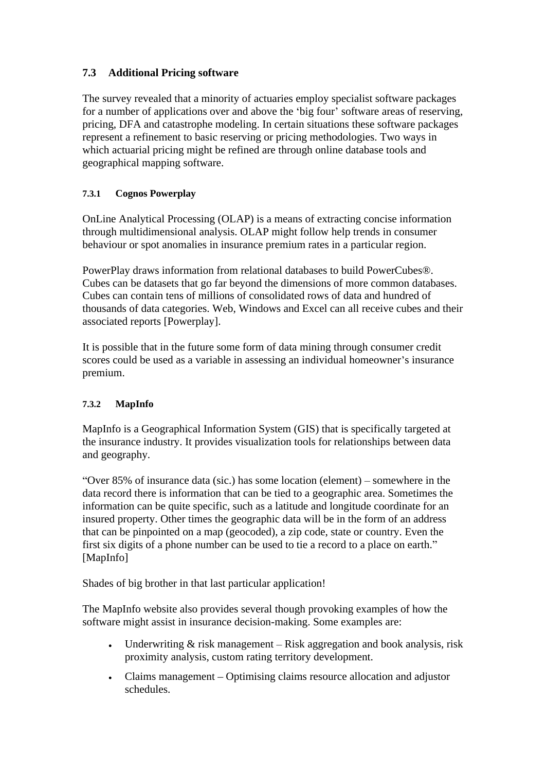## 7.3 Additional Pricing software

The survey revealed that a minority of actuaries employ specialist software packages for a number of applications over and above the 'big four' software areas of reserving, pricing, DFA and catastrophe modeling. In certain situations these software packages represent a refinement to basic reserving or pricing methodologies. Two ways in which actuarial pricing might be refined are through online database tools and geographical mapping software.

### 7.3.1 Cognos Powerplay

OnLine Analytical Processing (OLAP) is a means of extracting concise information through multidimensional analysis. OLAP might follow help trends in consumer behaviour or spot anomalies in insurance premium rates in a particular region.

PowerPlay draws information from relational databases to build PowerCubes®. Cubes can be datasets that go far beyond the dimensions of more common databases. Cubes can contain tens of millions of consolidated rows of data and hundred of thousands of data categories. Web, Windows and Excel can all receive cubes and their associated reports [Powerplay].

It is possible that in the future some form of data mining through consumer credit scores could be used as a variable in assessing an individual homeowner's insurance premium.

### 7.3.2 MapInfo

MapInfo is a Geographical Information System (GIS) that is specifically targeted at the insurance industry. It provides visualization tools for relationships between data and geography.

"Over 85% of insurance data (sic.) has some location (element) – somewhere in the data record there is information that can be tied to a geographic area. Sometimes the information can be quite specific, such as a latitude and longitude coordinate for an insured property. Other times the geographic data will be in the form of an address that can be pinpointed on a map (geocoded), a zip code, state or country. Even the first six digits of a phone number can be used to tie a record to a place on earth." [MapInfo]

Shades of big brother in that last particular application!

The MapInfo website also provides several though provoking examples of how the software might assist in insurance decision-making. Some examples are:

- Underwriting & risk management – Risk aggregation and book analysis, risk proximity analysis, custom rating territory development.
- Claims management – Optimising claims resource allocation and adjustor schedules.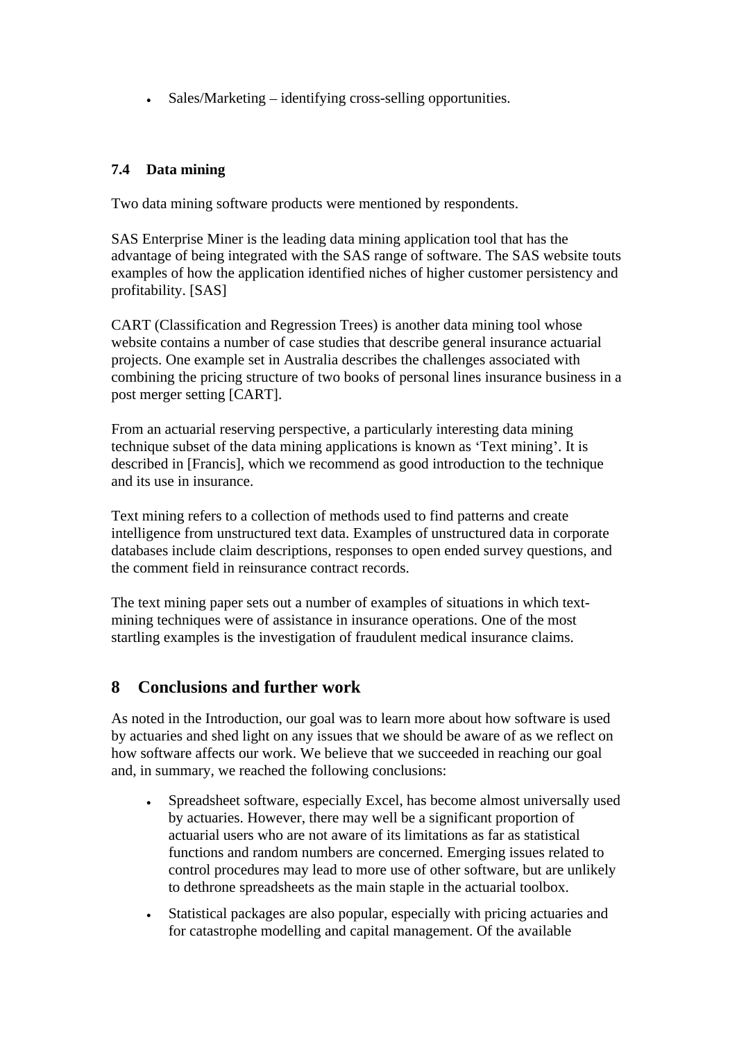- Sales/Marketing – identifying cross-selling opportunities.

### 7.4 Data mining

Two data mining software products were mentioned by respondents.

SAS Enterprise Miner is the leading data mining application tool that has the advantage of being integrated with the SAS range of software. The SAS website touts examples of how the application identified niches of higher customer persistency and profitability. [SAS]

CART (Classification and Regression Trees) is another data mining tool whose website contains a number of case studies that describe general insurance actuarial projects. One example set in Australia describes the challenges associated with combining the pricing structure of two books of personal lines insurance business in a post merger setting [CART].

From an actuarial reserving perspective, a particularly interesting data mining technique subset of the data mining applications is known as 'Text mining'. It is described in [Francis], which we recommend as good introduction to the technique and its use in insurance.

Text mining refers to a collection of methods used to find patterns and create intelligence from unstructured text data. Examples of unstructured data in corporate databases include claim descriptions, responses to open ended survey questions, and the comment field in reinsurance contract records.

The text mining paper sets out a number of examples of situations in which text-mining techniques were of assistance in insurance operations. One of the most startling examples is the investigation of fraudulent medical insurance claims.

## 8 Conclusions and further work

As noted in the Introduction, our goal was to learn more about how software is used by actuaries and shed light on any issues that we should be aware of as we reflect on how software affects our work. We believe that we succeeded in reaching our goal and, in summary, we reached the following conclusions:

- Spreadsheet software, especially Excel, has become almost universally used by actuaries. However, there may well be a significant proportion of actuarial users who are not aware of its limitations as far as statistical functions and random numbers are concerned. Emerging issues related to control procedures may lead to more use of other software, but are unlikely to dethrone spreadsheets as the main staple in the actuarial toolbox.
- Statistical packages are also popular, especially with pricing actuaries and for catastrophe modelling and capital management. Of the available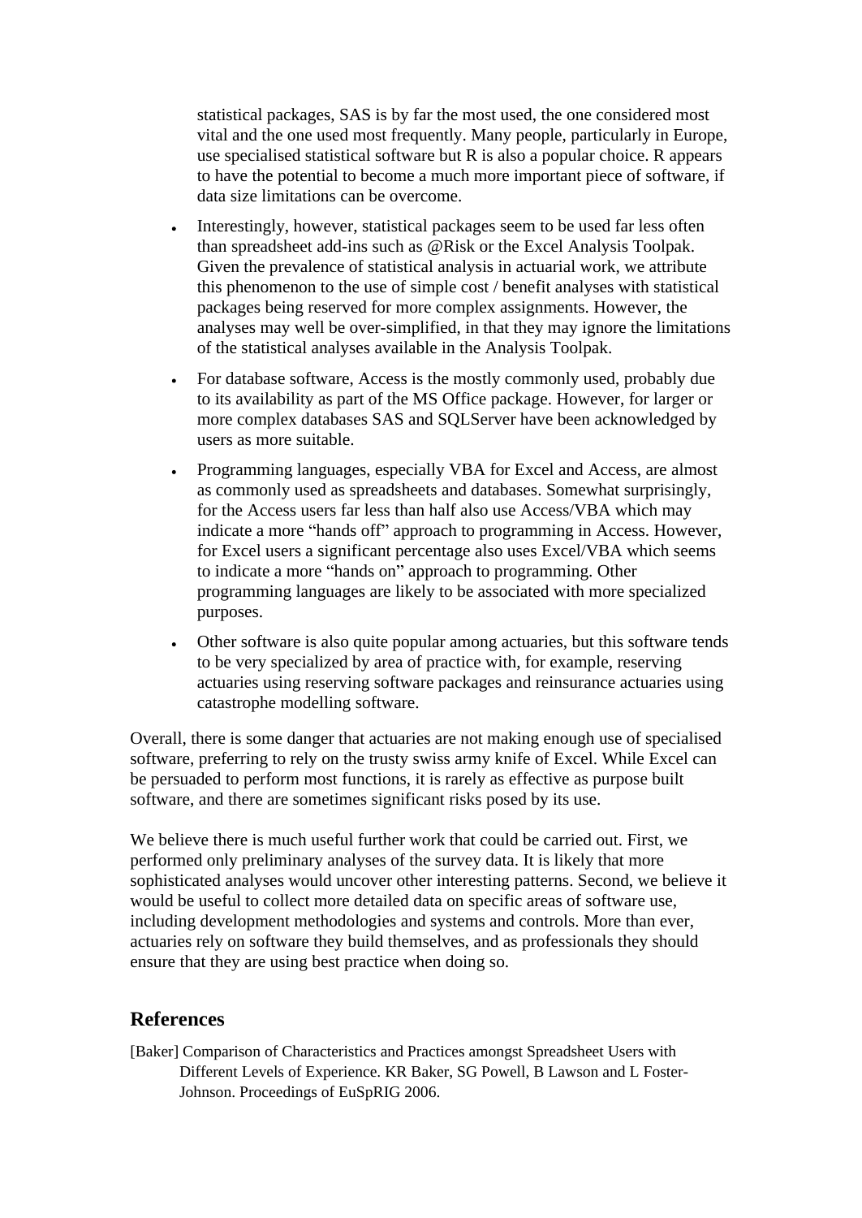statistical packages, SAS is by far the most used, the one considered most vital and the one used most frequently. Many people, particularly in Europe, use specialised statistical software but R is also a popular choice. R appears to have the potential to become a much more important piece of software, if data size limitations can be overcome.

- Interestingly, however, statistical packages seem to be used far less often than spreadsheet add-ins such as @Risk or the Excel Analysis Toolpak. Given the prevalence of statistical analysis in actuarial work, we attribute this phenomenon to the use of simple cost / benefit analyses with statistical packages being reserved for more complex assignments. However, the analyses may well be over-simplified, in that they may ignore the limitations of the statistical analyses available in the Analysis Toolpak.
- For database software, Access is the mostly commonly used, probably due to its availability as part of the MS Office package. However, for larger or more complex databases SAS and SQLServer have been acknowledged by users as more suitable.
- Programming languages, especially VBA for Excel and Access, are almost as commonly used as spreadsheets and databases. Somewhat surprisingly, for the Access users far less than half also use Access/VBA which may indicate a more "hands off" approach to programming in Access. However, for Excel users a significant percentage also uses Excel/VBA which seems to indicate a more "hands on" approach to programming. Other programming languages are likely to be associated with more specialized purposes.
- Other software is also quite popular among actuaries, but this software tends to be very specialized by area of practice with, for example, reserving actuaries using reserving software packages and reinsurance actuaries using catastrophe modelling software.

Overall, there is some danger that actuaries are not making enough use of specialised software, preferring to rely on the trusty swiss army knife of Excel. While Excel can be persuaded to perform most functions, it is rarely as effective as purpose built software, and there are sometimes significant risks posed by its use.

We believe there is much useful further work that could be carried out. First, we performed only preliminary analyses of the survey data. It is likely that more sophisticated analyses would uncover other interesting patterns. Second, we believe it would be useful to collect more detailed data on specific areas of software use, including development methodologies and systems and controls. More than ever, actuaries rely on software they build themselves, and as professionals they should ensure that they are using best practice when doing so.

## References

[Baker] Comparison of Characteristics and Practices amongst Spreadsheet Users with Different Levels of Experience. KR Baker, SG Powell, B Lawson and L Foster-Johnson. Proceedings of EuSpRIG 2006.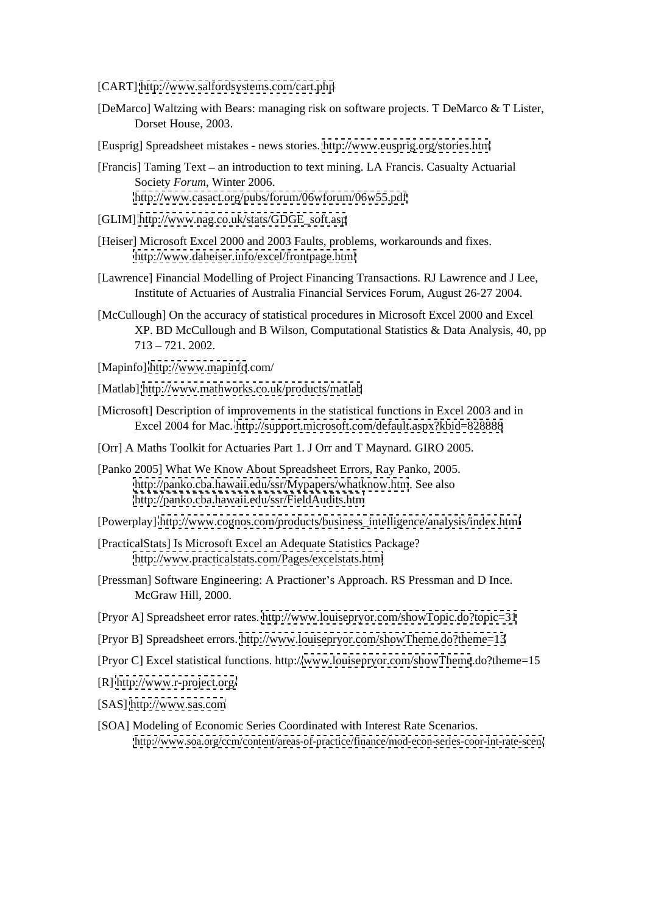[CART] http://www.salfordsystems.com/cart.php

[DeMarco] Waltzing with Bears: managing risk on software projects. T DeMarco & T Lister, Dorset House, 2003.

[Eusprig] Spreadsheet mistakes - news stories. http://www.eusprig.org/stories.htm

[Francis] Taming Text – an introduction to text mining. LA Francis. Casualty Actuarial Society *Forum*, Winter 2006. http://www.casact.org/pubs/forum/06wforum/06w55.pdf

[GLIM] http://www.nag.co.uk/stats/GDGE_soft.asp

[Heiser] Microsoft Excel 2000 and 2003 Faults, problems, workarounds and fixes. http://www.daheiser.info/excel/frontpage.html

[Lawrence] Financial Modelling of Project Financing Transactions. RJ Lawrence and J Lee, Institute of Actuaries of Australia Financial Services Forum, August 26-27 2004.

[McCullough] On the accuracy of statistical procedures in Microsoft Excel 2000 and Excel XP. BD McCullough and B Wilson, Computational Statistics & Data Analysis, 40, pp 713 – 721. 2002.

[Mapinfo] http://www.mapinfo.com/

[Matlab] http://www.mathworks.co.uk/products/matlab

[Microsoft] Description of improvements in the statistical functions in Excel 2003 and in Excel 2004 for Mac. http://support.microsoft.com/default.aspx?kbid=828888

[Orr] A Maths Toolkit for Actuaries Part 1. J Orr and T Maynard. GIRO 2005.

[Panko 2005] What We Know About Spreadsheet Errors, Ray Panko, 2005. http://panko.cba.hawaii.edu/ssr/Mypapers/whatknow.htm. See also http://panko.cba.hawaii.edu/ssr/FieldAudits.htm

[Powerplay] http://www.cognos.com/products/business_intelligence/analysis/index.html

[PracticalStats] Is Microsoft Excel an Adequate Statistics Package? http://www.practicalstats.com/Pages/excelstats.html

[Pressman] Software Engineering: A Practioner's Approach. RS Pressman and D Ince. McGraw Hill, 2000.

[Pryor A] Spreadsheet error rates. http://www.louisepryor.com/showTopic.do?topic=31

[Pryor B] Spreadsheet errors. http://www.louisepryor.com/showTheme.do?theme=13

[Pryor C] Excel statistical functions. http://www.louisepryor.com/showTheme.do?theme=15

[R] http://www.r-project.org/

[SAS] http://www.sas.com

[SOA] Modeling of Economic Series Coordinated with Interest Rate Scenarios. http://www.soa.org/ccm/content/areas-of-practice/finance/mod-econ-series-coor-int-rate-scen/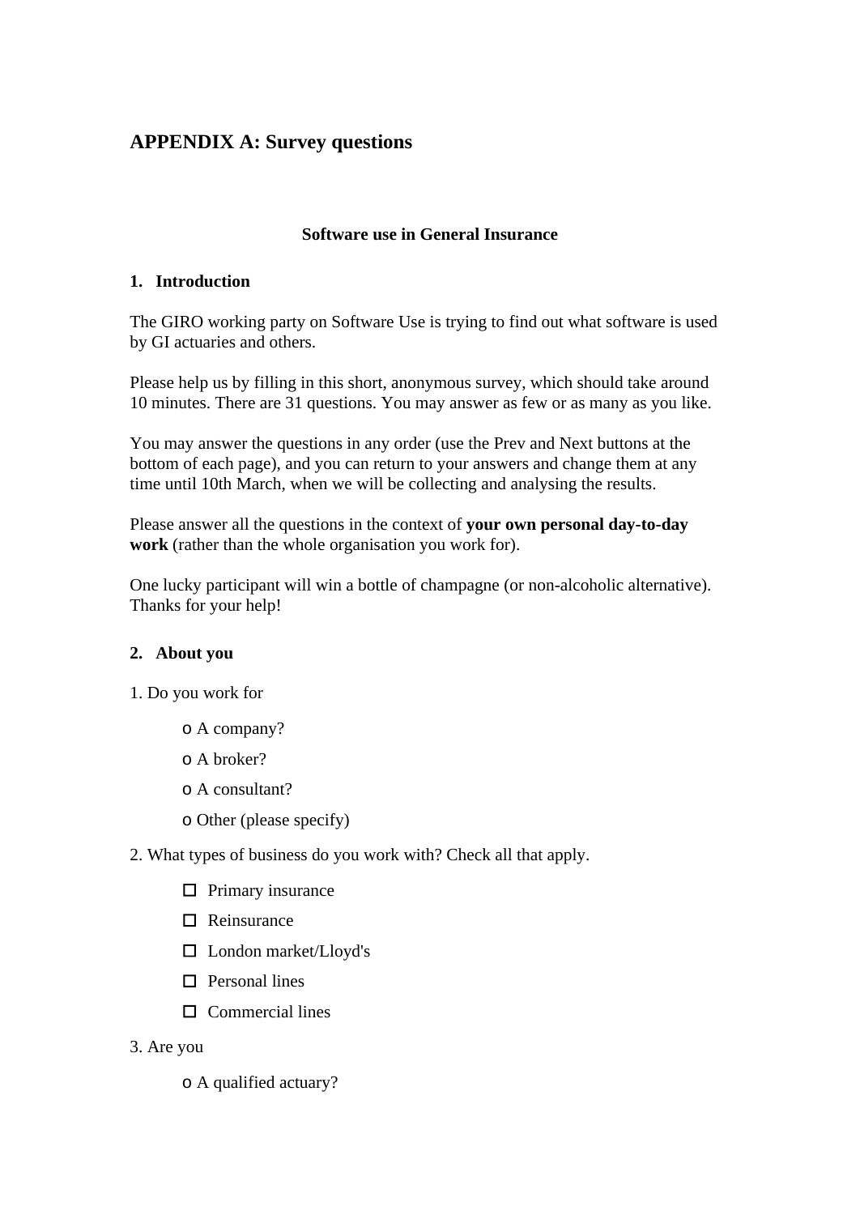# APPENDIX A: Survey questions

**Software use in General Insurance**

## 1. Introduction

The GIRO working party on Software Use is trying to find out what software is used by GI actuaries and others.

Please help us by filling in this short, anonymous survey, which should take around 10 minutes. There are 31 questions. You may answer as few or as many as you like.

You may answer the questions in any order (use the Prev and Next buttons at the bottom of each page), and you can return to your answers and change them at any time until 10th March, when we will be collecting and analysing the results.

Please answer all the questions in the context of **your own personal day-to-day work** (rather than the whole organisation you work for).

One lucky participant will win a bottle of champagne (or non-alcoholic alternative). Thanks for your help!

## 2. About you

1. Do you work for

   - o A company?
   - o A broker?
   - o A consultant?
   - o Other (please specify)

2. What types of business do you work with? Check all that apply.

   - ☐ Primary insurance
   - ☐ Reinsurance
   - ☐ London market/Lloyd's
   - ☐ Personal lines
   - ☐ Commercial lines

3. Are you

   - o A qualified actuary?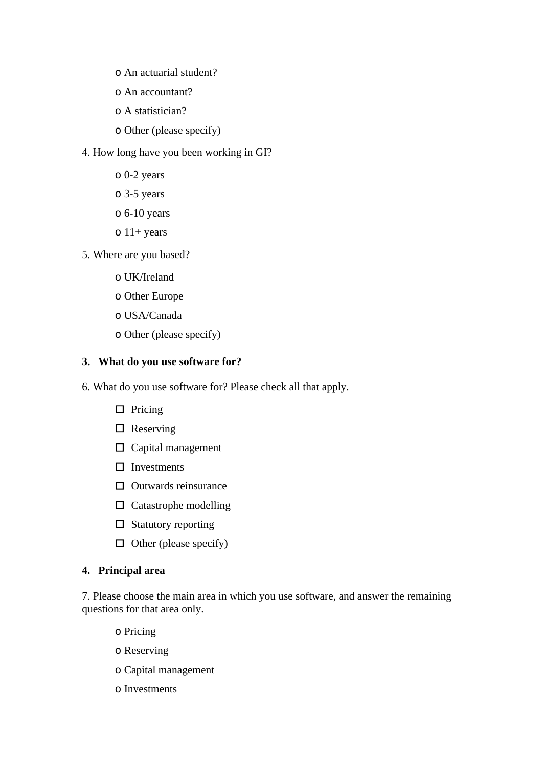- o An actuarial student?
- o An accountant?
- o A statistician?
- o Other (please specify)

4. How long have you been working in GI?

- o 0-2 years
- o 3-5 years
- o 6-10 years
- o 11+ years

5. Where are you based?

- o UK/Ireland
- o Other Europe
- o USA/Canada
- o Other (please specify)

**3. What do you use software for?**

6. What do you use software for? Please check all that apply.

- ☐ Pricing
- ☐ Reserving
- ☐ Capital management
- ☐ Investments
- ☐ Outwards reinsurance
- ☐ Catastrophe modelling
- ☐ Statutory reporting
- ☐ Other (please specify)

**4. Principal area**

7. Please choose the main area in which you use software, and answer the remaining questions for that area only.

- o Pricing
- o Reserving
- o Capital management
- o Investments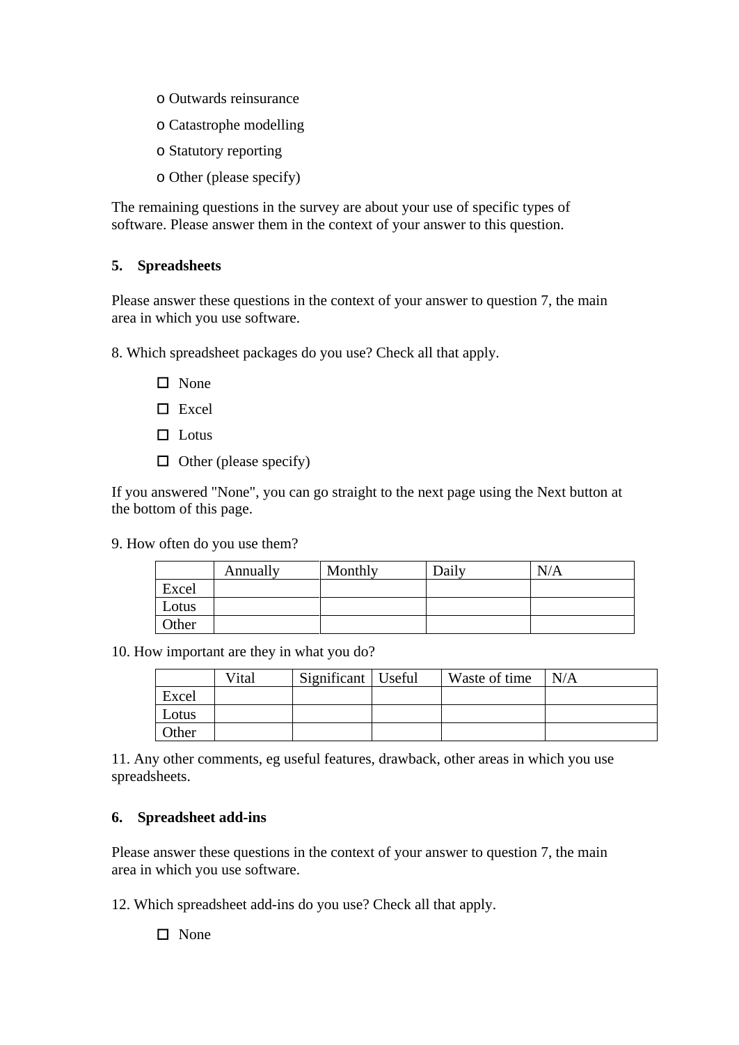- o Outwards reinsurance
- o Catastrophe modelling
- o Statutory reporting
- o Other (please specify)

The remaining questions in the survey are about your use of specific types of software. Please answer them in the context of your answer to this question.

## 5. Spreadsheets

Please answer these questions in the context of your answer to question 7, the main area in which you use software.

8. Which spreadsheet packages do you use? Check all that apply.

- ☐ None
- ☐ Excel
- ☐ Lotus
- ☐ Other (please specify)

If you answered "None", you can go straight to the next page using the Next button at the bottom of this page.

9. How often do you use them?

| | Annually | Monthly | Daily | N/A |
|---|---|---|---|---|
| Excel | | | | |
| Lotus | | | | |
| Other | | | | |

10. How important are they in what you do?

| | Vital | Significant | Useful | Waste of time | N/A |
|---|---|---|---|---|---|
| Excel | | | | | |
| Lotus | | | | | |
| Other | | | | | |

11. Any other comments, eg useful features, drawback, other areas in which you use spreadsheets.

## 6. Spreadsheet add-ins

Please answer these questions in the context of your answer to question 7, the main area in which you use software.

12. Which spreadsheet add-ins do you use? Check all that apply.

- ☐ None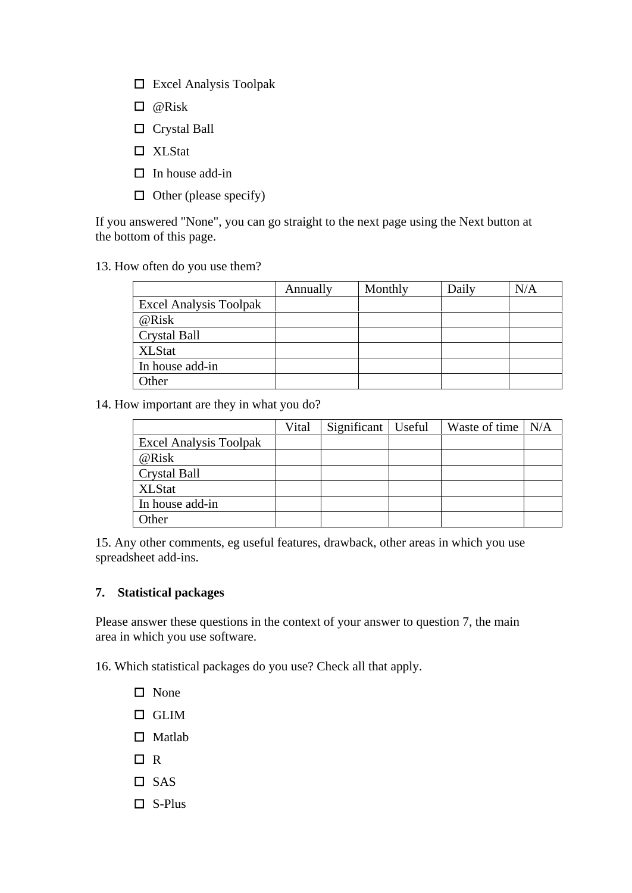- ☐ Excel Analysis Toolpak
- ☐ @Risk
- ☐ Crystal Ball
- ☐ XLStat
- ☐ In house add-in
- ☐ Other (please specify)

If you answered "None", you can go straight to the next page using the Next button at the bottom of this page.

13. How often do you use them?

| | Annually | Monthly | Daily | N/A |
|---|---|---|---|---|
| Excel Analysis Toolpak | | | | |
| @Risk | | | | |
| Crystal Ball | | | | |
| XLStat | | | | |
| In house add-in | | | | |
| Other | | | | |

14. How important are they in what you do?

| | Vital | Significant | Useful | Waste of time | N/A |
|---|---|---|---|---|---|
| Excel Analysis Toolpak | | | | | |
| @Risk | | | | | |
| Crystal Ball | | | | | |
| XLStat | | | | | |
| In house add-in | | | | | |
| Other | | | | | |

15. Any other comments, eg useful features, drawback, other areas in which you use spreadsheet add-ins.

### 7. Statistical packages

Please answer these questions in the context of your answer to question 7, the main area in which you use software.

16. Which statistical packages do you use? Check all that apply.

- ☐ None
- ☐ GLIM
- ☐ Matlab
- ☐ R
- ☐ SAS
- ☐ S-Plus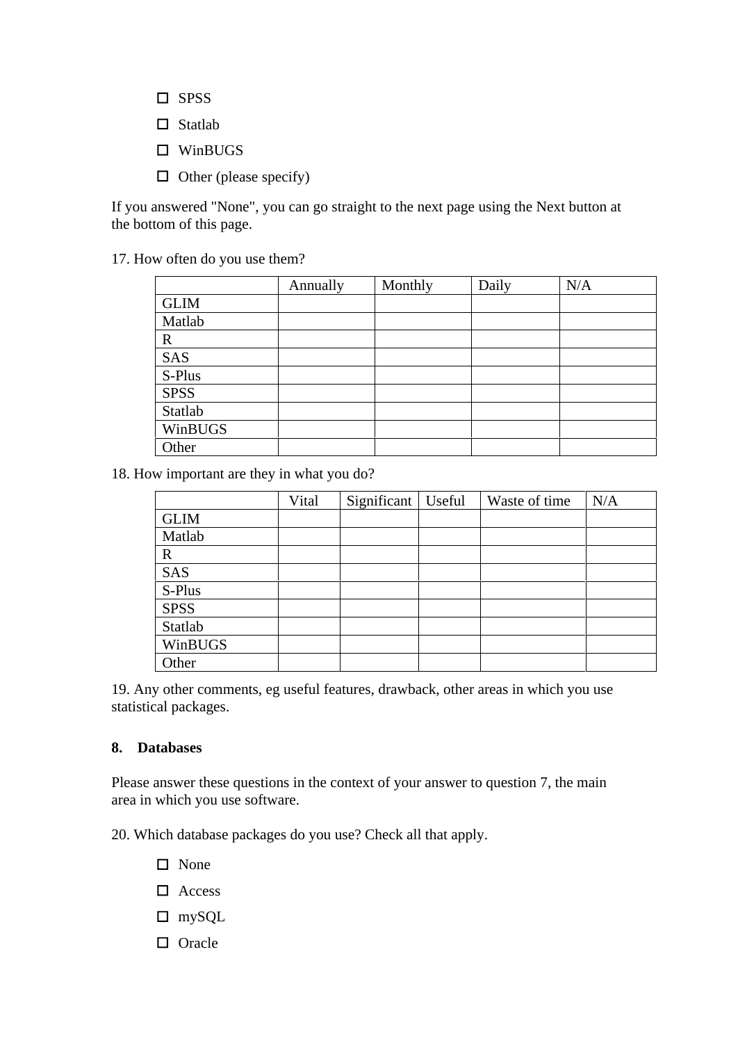- ☐ SPSS
- ☐ Statlab
- ☐ WinBUGS
- ☐ Other (please specify)

If you answered "None", you can go straight to the next page using the Next button at the bottom of this page.

17. How often do you use them?

| | Annually | Monthly | Daily | N/A |
|---|---|---|---|---|
| GLIM | | | | |
| Matlab | | | | |
| R | | | | |
| SAS | | | | |
| S-Plus | | | | |
| SPSS | | | | |
| Statlab | | | | |
| WinBUGS | | | | |
| Other | | | | |

18. How important are they in what you do?

| | Vital | Significant | Useful | Waste of time | N/A |
|---|---|---|---|---|---|
| GLIM | | | | | |
| Matlab | | | | | |
| R | | | | | |
| SAS | | | | | |
| S-Plus | | | | | |
| SPSS | | | | | |
| Statlab | | | | | |
| WinBUGS | | | | | |
| Other | | | | | |

19. Any other comments, eg useful features, drawback, other areas in which you use statistical packages.

**8. Databases**

Please answer these questions in the context of your answer to question 7, the main area in which you use software.

20. Which database packages do you use? Check all that apply.

- ☐ None
- ☐ Access
- ☐ mySQL
- ☐ Oracle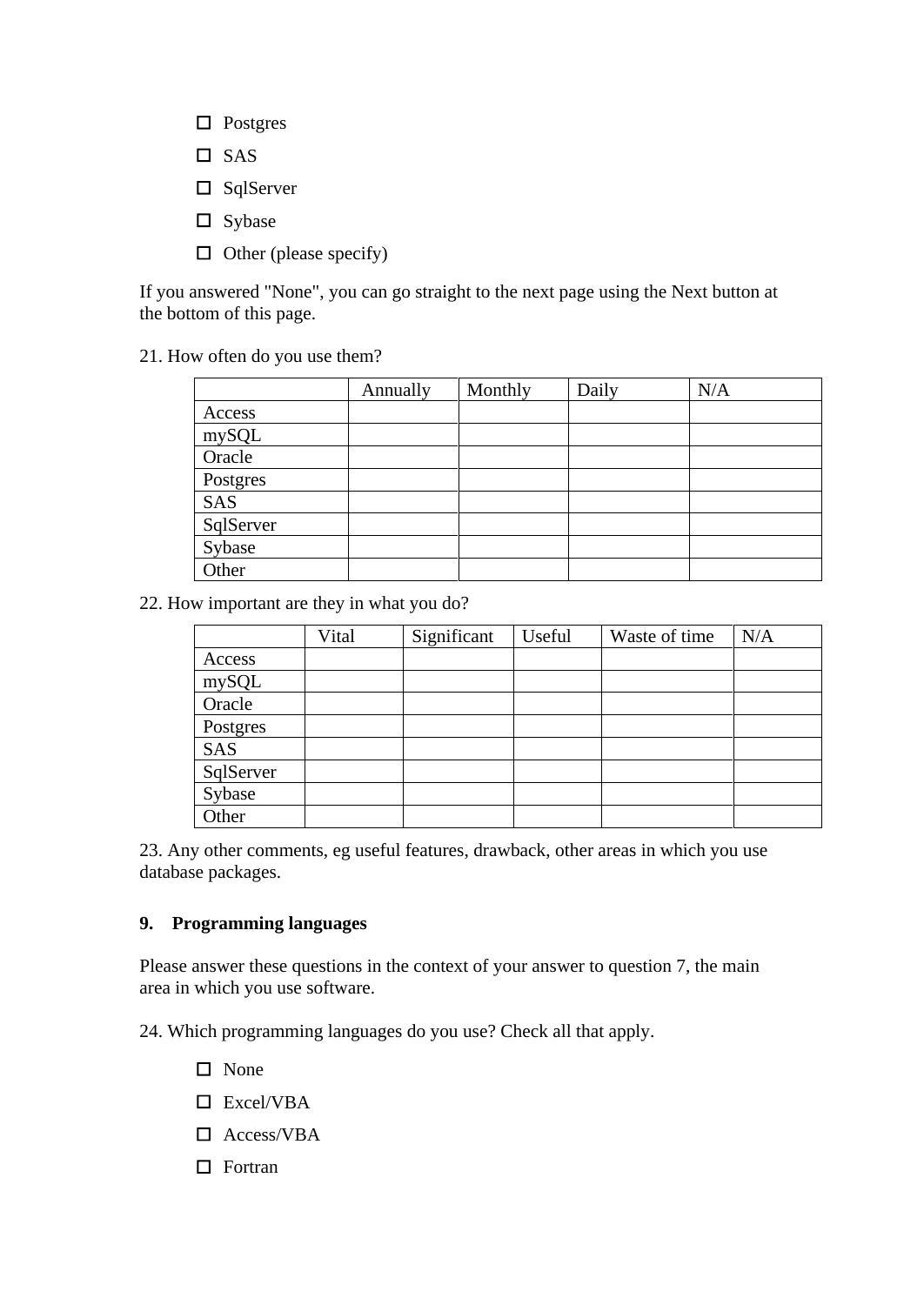- ☐ Postgres
- ☐ SAS
- ☐ SqlServer
- ☐ Sybase
- ☐ Other (please specify)

If you answered "None", you can go straight to the next page using the Next button at the bottom of this page.

21. How often do you use them?

| | Annually | Monthly | Daily | N/A |
|---|---|---|---|---|
| Access | | | | |
| mySQL | | | | |
| Oracle | | | | |
| Postgres | | | | |
| SAS | | | | |
| SqlServer | | | | |
| Sybase | | | | |
| Other | | | | |

22. How important are they in what you do?

| | Vital | Significant | Useful | Waste of time | N/A |
|---|---|---|---|---|---|
| Access | | | | | |
| mySQL | | | | | |
| Oracle | | | | | |
| Postgres | | | | | |
| SAS | | | | | |
| SqlServer | | | | | |
| Sybase | | | | | |
| Other | | | | | |

23. Any other comments, eg useful features, drawback, other areas in which you use database packages.

## 9. Programming languages

Please answer these questions in the context of your answer to question 7, the main area in which you use software.

24. Which programming languages do you use? Check all that apply.

- ☐ None
- ☐ Excel/VBA
- ☐ Access/VBA
- ☐ Fortran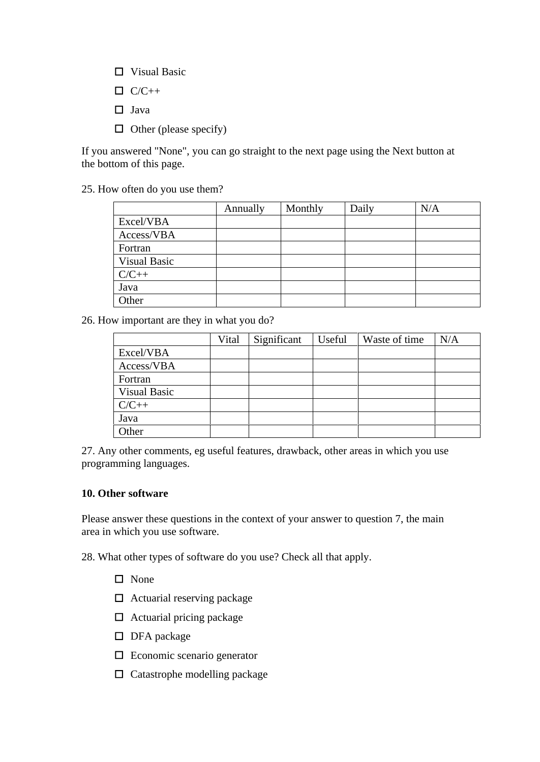- ☐ Visual Basic
- ☐ C/C++
- ☐ Java
- ☐ Other (please specify)

If you answered "None", you can go straight to the next page using the Next button at the bottom of this page.

25. How often do you use them?

| | Annually | Monthly | Daily | N/A |
|---|---|---|---|---|
| Excel/VBA | | | | |
| Access/VBA | | | | |
| Fortran | | | | |
| Visual Basic | | | | |
| C/C++ | | | | |
| Java | | | | |
| Other | | | | |

26. How important are they in what you do?

| | Vital | Significant | Useful | Waste of time | N/A |
|---|---|---|---|---|---|
| Excel/VBA | | | | | |
| Access/VBA | | | | | |
| Fortran | | | | | |
| Visual Basic | | | | | |
| C/C++ | | | | | |
| Java | | | | | |
| Other | | | | | |

27. Any other comments, eg useful features, drawback, other areas in which you use programming languages.

**10. Other software**

Please answer these questions in the context of your answer to question 7, the main area in which you use software.

28. What other types of software do you use? Check all that apply.

- ☐ None
- ☐ Actuarial reserving package
- ☐ Actuarial pricing package
- ☐ DFA package
- ☐ Economic scenario generator
- ☐ Catastrophe modelling package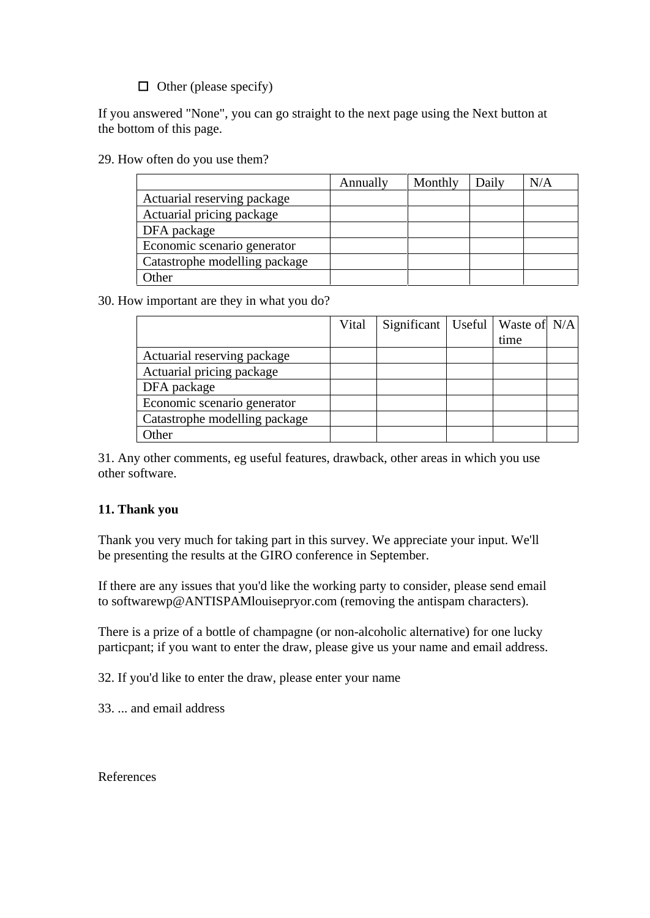- ☐ Other (please specify)

If you answered "None", you can go straight to the next page using the Next button at the bottom of this page.

29. How often do you use them?

| | Annually | Monthly | Daily | N/A |
|---|---|---|---|---|
| Actuarial reserving package | | | | |
| Actuarial pricing package | | | | |
| DFA package | | | | |
| Economic scenario generator | | | | |
| Catastrophe modelling package | | | | |
| Other | | | | |

30. How important are they in what you do?

| | Vital | Significant | Useful | Waste of time | N/A |
|---|---|---|---|---|---|
| Actuarial reserving package | | | | | |
| Actuarial pricing package | | | | | |
| DFA package | | | | | |
| Economic scenario generator | | | | | |
| Catastrophe modelling package | | | | | |
| Other | | | | | |

31. Any other comments, eg useful features, drawback, other areas in which you use other software.

**11. Thank you**

Thank you very much for taking part in this survey. We appreciate your input. We'll be presenting the results at the GIRO conference in September.

If there are any issues that you'd like the working party to consider, please send email to softwarewp@ANTISPAMlouisepryor.com (removing the antispam characters).

There is a prize of a bottle of champagne (or non-alcoholic alternative) for one lucky particpant; if you want to enter the draw, please give us your name and email address.

32. If you'd like to enter the draw, please enter your name

33. ... and email address

References